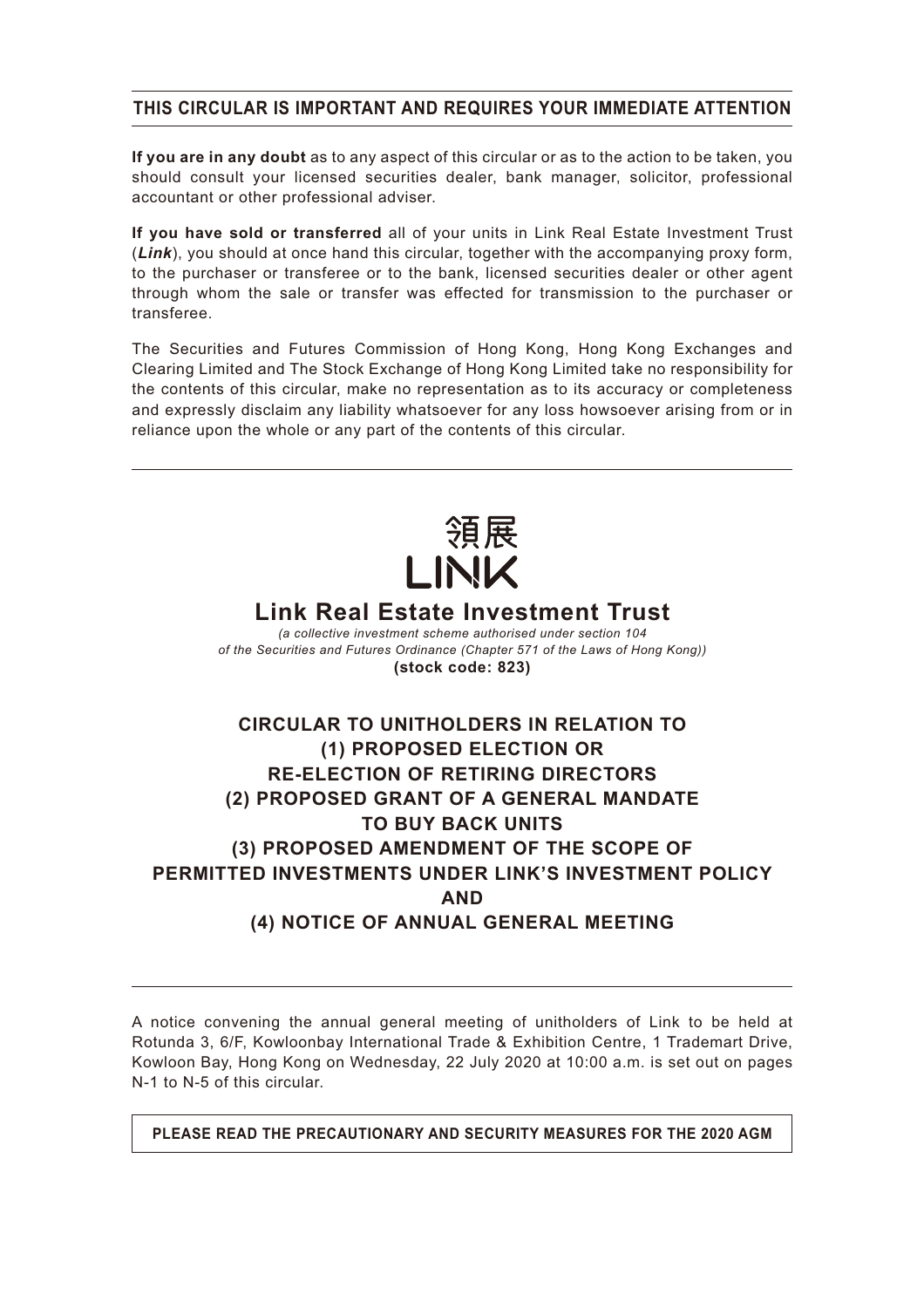**THIS CIRCULAR IS IMPORTANT AND REQUIRES YOUR IMMEDIATE ATTENTION**

**If you are in any doubt** as to any aspect of this circular or as to the action to be taken, you should consult your licensed securities dealer, bank manager, solicitor, professional accountant or other professional adviser.

**If you have sold or transferred** all of your units in Link Real Estate Investment Trust (***Link***), you should at once hand this circular, together with the accompanying proxy form, to the purchaser or transferee or to the bank, licensed securities dealer or other agent through whom the sale or transfer was effected for transmission to the purchaser or transferee.

The Securities and Futures Commission of Hong Kong, Hong Kong Exchanges and Clearing Limited and The Stock Exchange of Hong Kong Limited take no responsibility for the contents of this circular, make no representation as to its accuracy or completeness and expressly disclaim any liability whatsoever for any loss howsoever arising from or in reliance upon the whole or any part of the contents of this circular.

領展
LINK

# Link Real Estate Investment Trust

*(a collective investment scheme authorised under section 104 of the Securities and Futures Ordinance (Chapter 571 of the Laws of Hong Kong))*

**(stock code: 823)**

## CIRCULAR TO UNITHOLDERS IN RELATION TO (1) PROPOSED ELECTION OR RE-ELECTION OF RETIRING DIRECTORS (2) PROPOSED GRANT OF A GENERAL MANDATE TO BUY BACK UNITS (3) PROPOSED AMENDMENT OF THE SCOPE OF PERMITTED INVESTMENTS UNDER LINK'S INVESTMENT POLICY AND (4) NOTICE OF ANNUAL GENERAL MEETING

A notice convening the annual general meeting of unitholders of Link to be held at Rotunda 3, 6/F, Kowloonbay International Trade & Exhibition Centre, 1 Trademart Drive, Kowloon Bay, Hong Kong on Wednesday, 22 July 2020 at 10:00 a.m. is set out on pages N-1 to N-5 of this circular.

**PLEASE READ THE PRECAUTIONARY AND SECURITY MEASURES FOR THE 2020 AGM**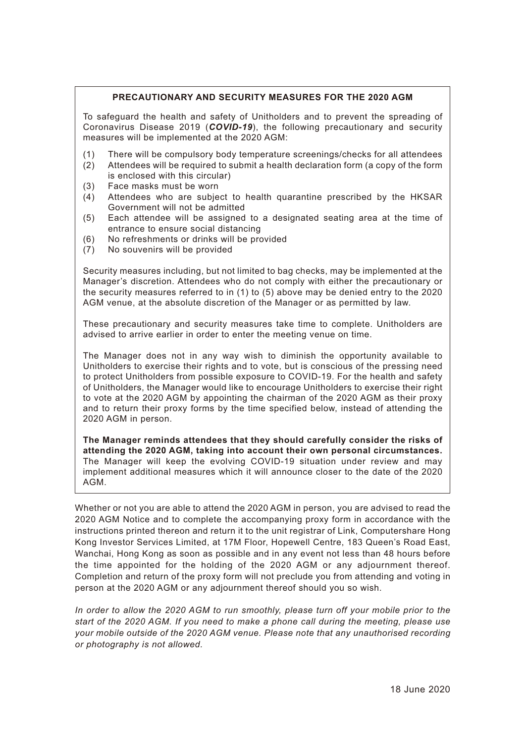## PRECAUTIONARY AND SECURITY MEASURES FOR THE 2020 AGM

To safeguard the health and safety of Unitholders and to prevent the spreading of Coronavirus Disease 2019 (***COVID-19***), the following precautionary and security measures will be implemented at the 2020 AGM:

(1) There will be compulsory body temperature screenings/checks for all attendees
(2) Attendees will be required to submit a health declaration form (a copy of the form is enclosed with this circular)
(3) Face masks must be worn
(4) Attendees who are subject to health quarantine prescribed by the HKSAR Government will not be admitted
(5) Each attendee will be assigned to a designated seating area at the time of entrance to ensure social distancing
(6) No refreshments or drinks will be provided
(7) No souvenirs will be provided

Security measures including, but not limited to bag checks, may be implemented at the Manager's discretion. Attendees who do not comply with either the precautionary or the security measures referred to in (1) to (5) above may be denied entry to the 2020 AGM venue, at the absolute discretion of the Manager or as permitted by law.

These precautionary and security measures take time to complete. Unitholders are advised to arrive earlier in order to enter the meeting venue on time.

The Manager does not in any way wish to diminish the opportunity available to Unitholders to exercise their rights and to vote, but is conscious of the pressing need to protect Unitholders from possible exposure to COVID-19. For the health and safety of Unitholders, the Manager would like to encourage Unitholders to exercise their right to vote at the 2020 AGM by appointing the chairman of the 2020 AGM as their proxy and to return their proxy forms by the time specified below, instead of attending the 2020 AGM in person.

**The Manager reminds attendees that they should carefully consider the risks of attending the 2020 AGM, taking into account their own personal circumstances.** The Manager will keep the evolving COVID-19 situation under review and may implement additional measures which it will announce closer to the date of the 2020 AGM.

Whether or not you are able to attend the 2020 AGM in person, you are advised to read the 2020 AGM Notice and to complete the accompanying proxy form in accordance with the instructions printed thereon and return it to the unit registrar of Link, Computershare Hong Kong Investor Services Limited, at 17M Floor, Hopewell Centre, 183 Queen's Road East, Wanchai, Hong Kong as soon as possible and in any event not less than 48 hours before the time appointed for the holding of the 2020 AGM or any adjournment thereof. Completion and return of the proxy form will not preclude you from attending and voting in person at the 2020 AGM or any adjournment thereof should you so wish.

*In order to allow the 2020 AGM to run smoothly, please turn off your mobile prior to the start of the 2020 AGM. If you need to make a phone call during the meeting, please use your mobile outside of the 2020 AGM venue. Please note that any unauthorised recording or photography is not allowed.*

18 June 2020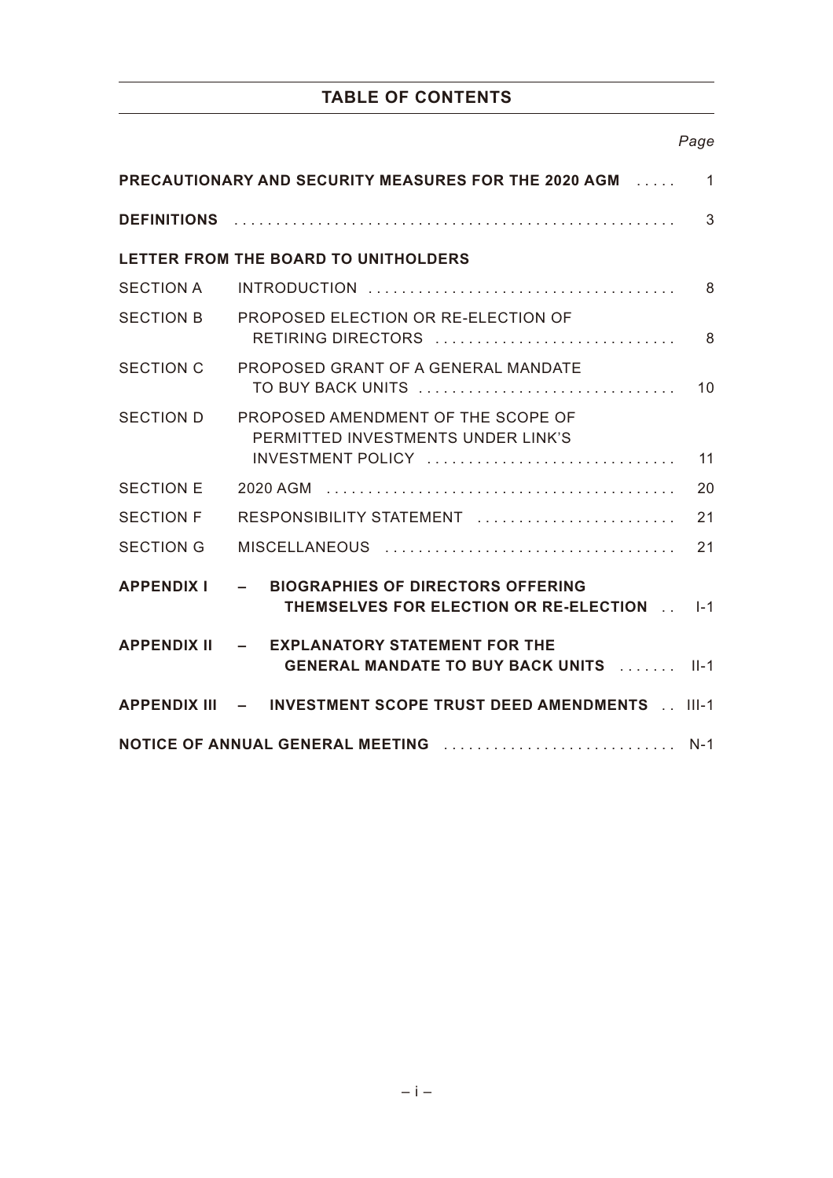# TABLE OF CONTENTS

| | | *Page* |
|---|---|---|
| **PRECAUTIONARY AND SECURITY MEASURES FOR THE 2020 AGM** | | 1 |
| **DEFINITIONS** | | 3 |
| **LETTER FROM THE BOARD TO UNITHOLDERS** | | |
| SECTION A | INTRODUCTION | 8 |
| SECTION B | PROPOSED ELECTION OR RE-ELECTION OF RETIRING DIRECTORS | 8 |
| SECTION C | PROPOSED GRANT OF A GENERAL MANDATE TO BUY BACK UNITS | 10 |
| SECTION D | PROPOSED AMENDMENT OF THE SCOPE OF PERMITTED INVESTMENTS UNDER LINK'S INVESTMENT POLICY | 11 |
| SECTION E | 2020 AGM | 20 |
| SECTION F | RESPONSIBILITY STATEMENT | 21 |
| SECTION G | MISCELLANEOUS | 21 |
| **APPENDIX I** | **– BIOGRAPHIES OF DIRECTORS OFFERING THEMSELVES FOR ELECTION OR RE-ELECTION** | I-1 |
| **APPENDIX II** | **– EXPLANATORY STATEMENT FOR THE GENERAL MANDATE TO BUY BACK UNITS** | II-1 |
| **APPENDIX III** | **– INVESTMENT SCOPE TRUST DEED AMENDMENTS** | III-1 |
| **NOTICE OF ANNUAL GENERAL MEETING** | | N-1 |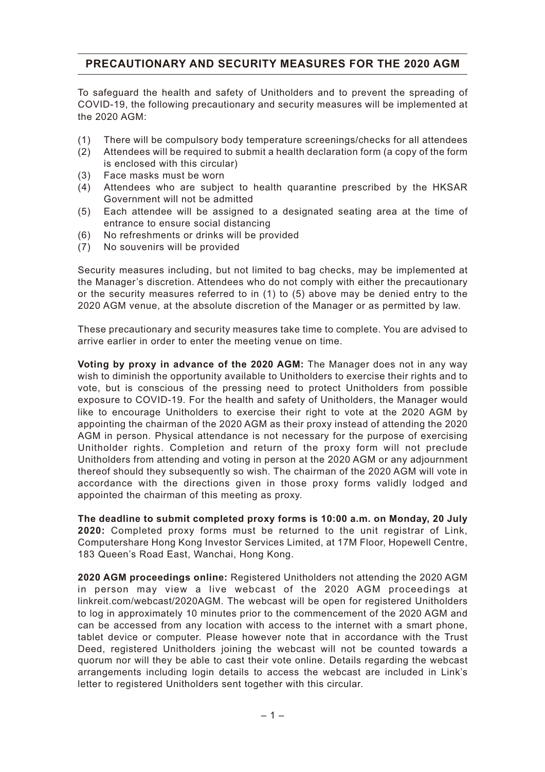## PRECAUTIONARY AND SECURITY MEASURES FOR THE 2020 AGM

To safeguard the health and safety of Unitholders and to prevent the spreading of COVID-19, the following precautionary and security measures will be implemented at the 2020 AGM:

(1) There will be compulsory body temperature screenings/checks for all attendees
(2) Attendees will be required to submit a health declaration form (a copy of the form is enclosed with this circular)
(3) Face masks must be worn
(4) Attendees who are subject to health quarantine prescribed by the HKSAR Government will not be admitted
(5) Each attendee will be assigned to a designated seating area at the time of entrance to ensure social distancing
(6) No refreshments or drinks will be provided
(7) No souvenirs will be provided

Security measures including, but not limited to bag checks, may be implemented at the Manager's discretion. Attendees who do not comply with either the precautionary or the security measures referred to in (1) to (5) above may be denied entry to the 2020 AGM venue, at the absolute discretion of the Manager or as permitted by law.

These precautionary and security measures take time to complete. You are advised to arrive earlier in order to enter the meeting venue on time.

**Voting by proxy in advance of the 2020 AGM:** The Manager does not in any way wish to diminish the opportunity available to Unitholders to exercise their rights and to vote, but is conscious of the pressing need to protect Unitholders from possible exposure to COVID-19. For the health and safety of Unitholders, the Manager would like to encourage Unitholders to exercise their right to vote at the 2020 AGM by appointing the chairman of the 2020 AGM as their proxy instead of attending the 2020 AGM in person. Physical attendance is not necessary for the purpose of exercising Unitholder rights. Completion and return of the proxy form will not preclude Unitholders from attending and voting in person at the 2020 AGM or any adjournment thereof should they subsequently so wish. The chairman of the 2020 AGM will vote in accordance with the directions given in those proxy forms validly lodged and appointed the chairman of this meeting as proxy.

**The deadline to submit completed proxy forms is 10:00 a.m. on Monday, 20 July 2020:** Completed proxy forms must be returned to the unit registrar of Link, Computershare Hong Kong Investor Services Limited, at 17M Floor, Hopewell Centre, 183 Queen's Road East, Wanchai, Hong Kong.

**2020 AGM proceedings online:** Registered Unitholders not attending the 2020 AGM in person may view a live webcast of the 2020 AGM proceedings at linkreit.com/webcast/2020AGM. The webcast will be open for registered Unitholders to log in approximately 10 minutes prior to the commencement of the 2020 AGM and can be accessed from any location with access to the internet with a smart phone, tablet device or computer. Please however note that in accordance with the Trust Deed, registered Unitholders joining the webcast will not be counted towards a quorum nor will they be able to cast their vote online. Details regarding the webcast arrangements including login details to access the webcast are included in Link's letter to registered Unitholders sent together with this circular.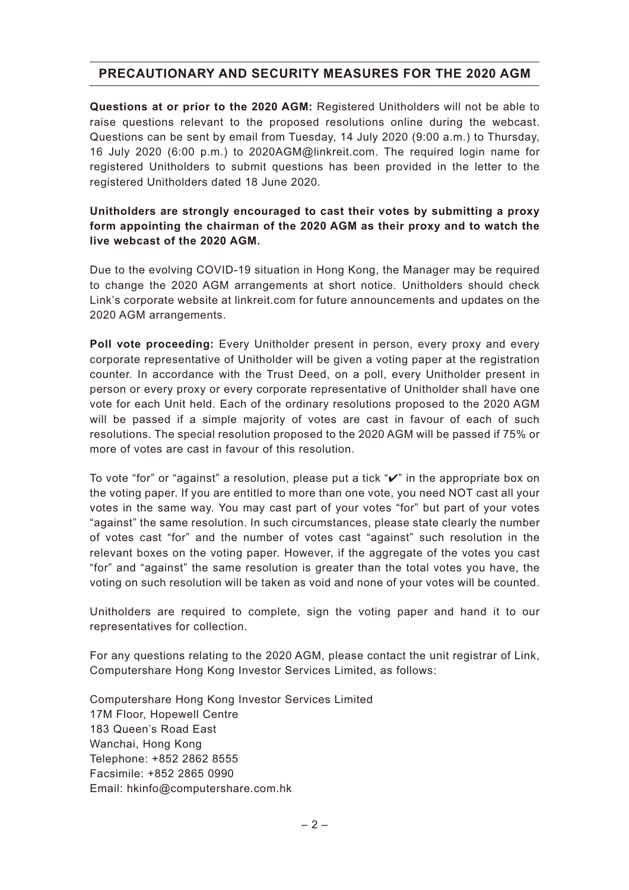## PRECAUTIONARY AND SECURITY MEASURES FOR THE 2020 AGM

**Questions at or prior to the 2020 AGM:** Registered Unitholders will not be able to raise questions relevant to the proposed resolutions online during the webcast. Questions can be sent by email from Tuesday, 14 July 2020 (9:00 a.m.) to Thursday, 16 July 2020 (6:00 p.m.) to 2020AGM@linkreit.com. The required login name for registered Unitholders to submit questions has been provided in the letter to the registered Unitholders dated 18 June 2020.

**Unitholders are strongly encouraged to cast their votes by submitting a proxy form appointing the chairman of the 2020 AGM as their proxy and to watch the live webcast of the 2020 AGM.**

Due to the evolving COVID-19 situation in Hong Kong, the Manager may be required to change the 2020 AGM arrangements at short notice. Unitholders should check Link's corporate website at linkreit.com for future announcements and updates on the 2020 AGM arrangements.

**Poll vote proceeding:** Every Unitholder present in person, every proxy and every corporate representative of Unitholder will be given a voting paper at the registration counter. In accordance with the Trust Deed, on a poll, every Unitholder present in person or every proxy or every corporate representative of Unitholder shall have one vote for each Unit held. Each of the ordinary resolutions proposed to the 2020 AGM will be passed if a simple majority of votes are cast in favour of each of such resolutions. The special resolution proposed to the 2020 AGM will be passed if 75% or more of votes are cast in favour of this resolution.

To vote "for" or "against" a resolution, please put a tick "✔" in the appropriate box on the voting paper. If you are entitled to more than one vote, you need NOT cast all your votes in the same way. You may cast part of your votes "for" but part of your votes "against" the same resolution. In such circumstances, please state clearly the number of votes cast "for" and the number of votes cast "against" such resolution in the relevant boxes on the voting paper. However, if the aggregate of the votes you cast "for" and "against" the same resolution is greater than the total votes you have, the voting on such resolution will be taken as void and none of your votes will be counted.

Unitholders are required to complete, sign the voting paper and hand it to our representatives for collection.

For any questions relating to the 2020 AGM, please contact the unit registrar of Link, Computershare Hong Kong Investor Services Limited, as follows:

Computershare Hong Kong Investor Services Limited
17M Floor, Hopewell Centre
183 Queen's Road East
Wanchai, Hong Kong
Telephone: +852 2862 8555
Facsimile: +852 2865 0990
Email: hkinfo@computershare.com.hk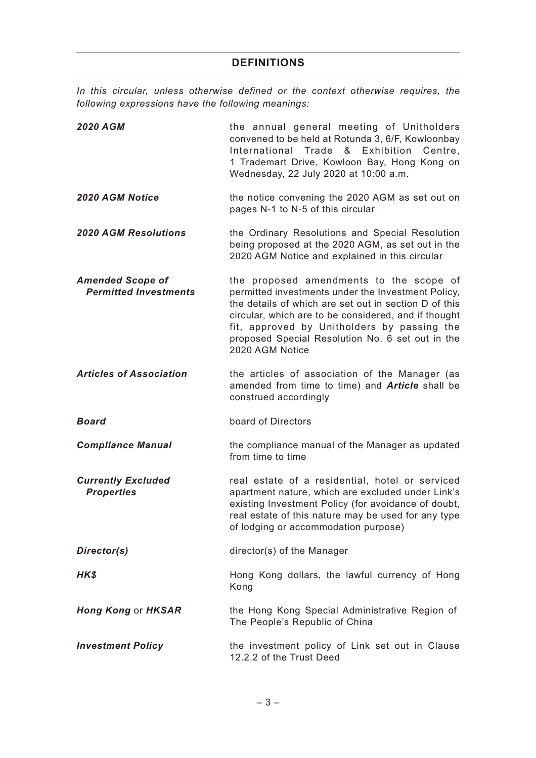## DEFINITIONS

*In this circular, unless otherwise defined or the context otherwise requires, the following expressions have the following meanings:*

| | |
|---|---|
| ***2020 AGM*** | the annual general meeting of Unitholders convened to be held at Rotunda 3, 6/F, Kowloonbay International Trade & Exhibition Centre, 1 Trademart Drive, Kowloon Bay, Hong Kong on Wednesday, 22 July 2020 at 10:00 a.m. |
| ***2020 AGM Notice*** | the notice convening the 2020 AGM as set out on pages N-1 to N-5 of this circular |
| ***2020 AGM Resolutions*** | the Ordinary Resolutions and Special Resolution being proposed at the 2020 AGM, as set out in the 2020 AGM Notice and explained in this circular |
| ***Amended Scope of Permitted Investments*** | the proposed amendments to the scope of permitted investments under the Investment Policy, the details of which are set out in section D of this circular, which are to be considered, and if thought fit, approved by Unitholders by passing the proposed Special Resolution No. 6 set out in the 2020 AGM Notice |
| ***Articles of Association*** | the articles of association of the Manager (as amended from time to time) and ***Article*** shall be construed accordingly |
| ***Board*** | board of Directors |
| ***Compliance Manual*** | the compliance manual of the Manager as updated from time to time |
| ***Currently Excluded Properties*** | real estate of a residential, hotel or serviced apartment nature, which are excluded under Link's existing Investment Policy (for avoidance of doubt, real estate of this nature may be used for any type of lodging or accommodation purpose) |
| ***Director(s)*** | director(s) of the Manager |
| ***HK$*** | Hong Kong dollars, the lawful currency of Hong Kong |
| ***Hong Kong*** or ***HKSAR*** | the Hong Kong Special Administrative Region of The People's Republic of China |
| ***Investment Policy*** | the investment policy of Link set out in Clause 12.2.2 of the Trust Deed |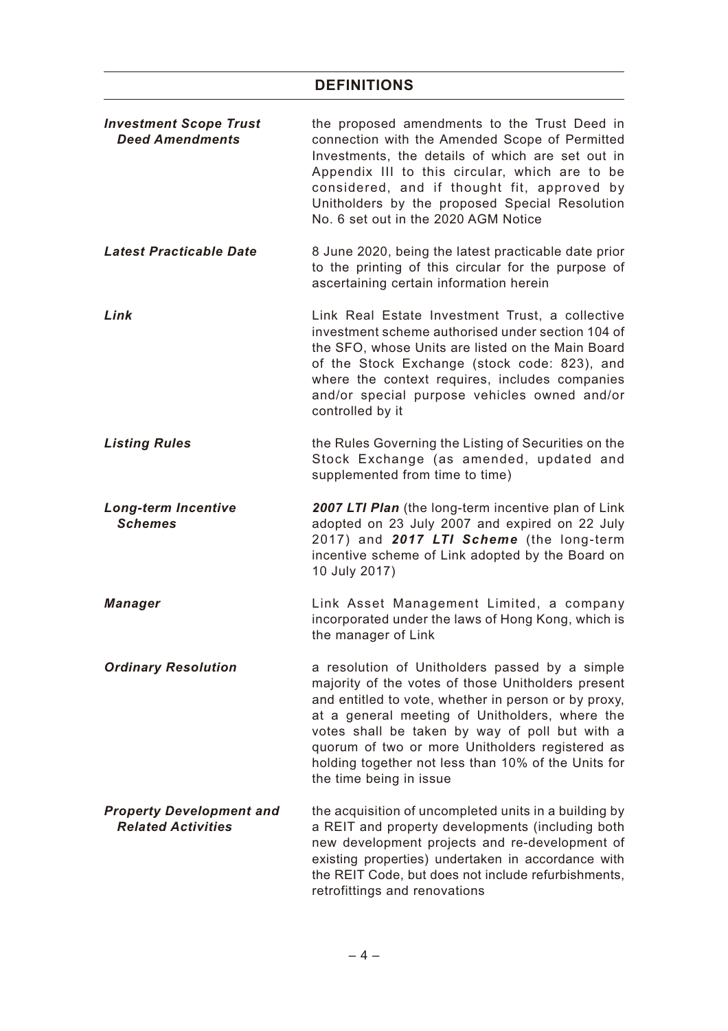## DEFINITIONS

| | |
|---|---|
| ***Investment Scope Trust Deed Amendments*** | the proposed amendments to the Trust Deed in connection with the Amended Scope of Permitted Investments, the details of which are set out in Appendix III to this circular, which are to be considered, and if thought fit, approved by Unitholders by the proposed Special Resolution No. 6 set out in the 2020 AGM Notice |
| ***Latest Practicable Date*** | 8 June 2020, being the latest practicable date prior to the printing of this circular for the purpose of ascertaining certain information herein |
| ***Link*** | Link Real Estate Investment Trust, a collective investment scheme authorised under section 104 of the SFO, whose Units are listed on the Main Board of the Stock Exchange (stock code: 823), and where the context requires, includes companies and/or special purpose vehicles owned and/or controlled by it |
| ***Listing Rules*** | the Rules Governing the Listing of Securities on the Stock Exchange (as amended, updated and supplemented from time to time) |
| ***Long-term Incentive Schemes*** | ***2007 LTI Plan*** (the long-term incentive plan of Link adopted on 23 July 2007 and expired on 22 July 2017) and ***2017 LTI Scheme*** (the long-term incentive scheme of Link adopted by the Board on 10 July 2017) |
| ***Manager*** | Link Asset Management Limited, a company incorporated under the laws of Hong Kong, which is the manager of Link |
| ***Ordinary Resolution*** | a resolution of Unitholders passed by a simple majority of the votes of those Unitholders present and entitled to vote, whether in person or by proxy, at a general meeting of Unitholders, where the votes shall be taken by way of poll but with a quorum of two or more Unitholders registered as holding together not less than 10% of the Units for the time being in issue |
| ***Property Development and Related Activities*** | the acquisition of uncompleted units in a building by a REIT and property developments (including both new development projects and re-development of existing properties) undertaken in accordance with the REIT Code, but does not include refurbishments, retrofittings and renovations |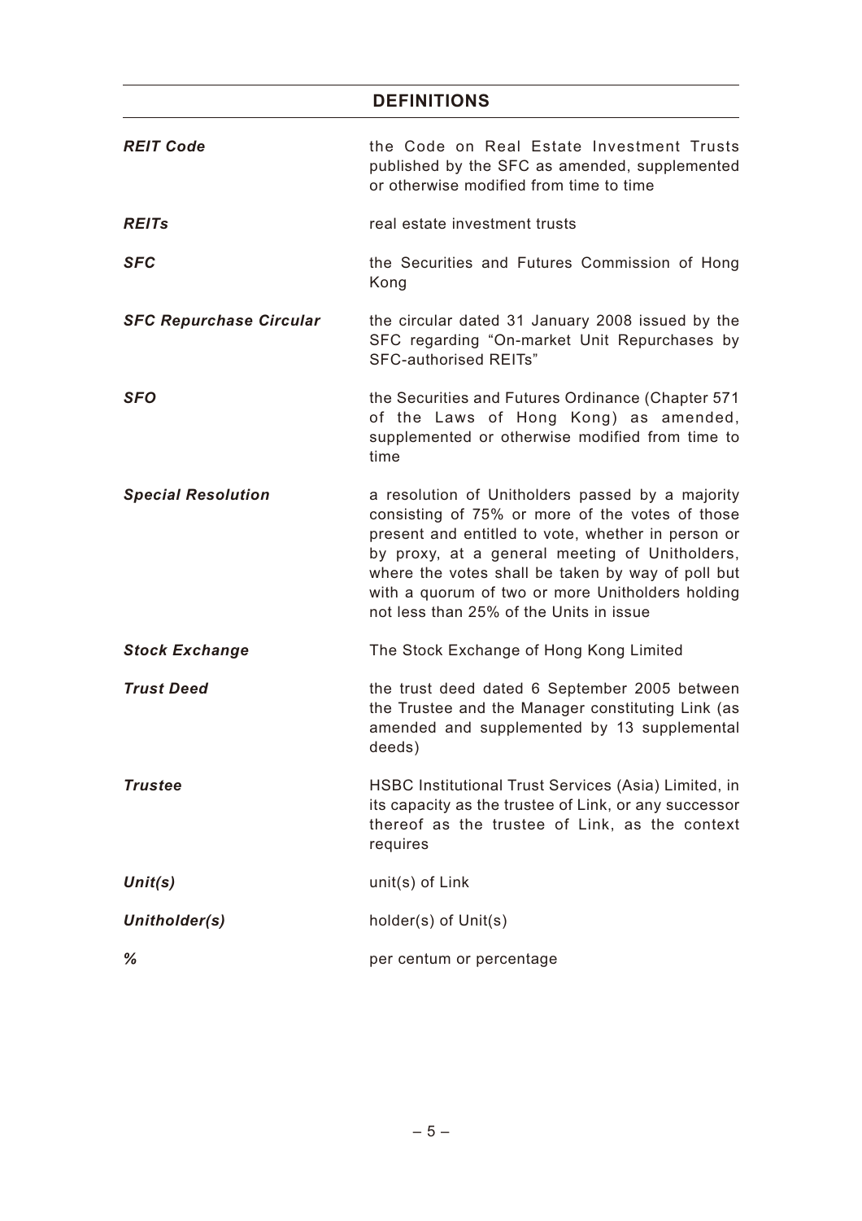## DEFINITIONS

| | |
|---|---|
| ***REIT Code*** | the Code on Real Estate Investment Trusts published by the SFC as amended, supplemented or otherwise modified from time to time |
| ***REITs*** | real estate investment trusts |
| ***SFC*** | the Securities and Futures Commission of Hong Kong |
| ***SFC Repurchase Circular*** | the circular dated 31 January 2008 issued by the SFC regarding "On-market Unit Repurchases by SFC-authorised REITs" |
| ***SFO*** | the Securities and Futures Ordinance (Chapter 571 of the Laws of Hong Kong) as amended, supplemented or otherwise modified from time to time |
| ***Special Resolution*** | a resolution of Unitholders passed by a majority consisting of 75% or more of the votes of those present and entitled to vote, whether in person or by proxy, at a general meeting of Unitholders, where the votes shall be taken by way of poll but with a quorum of two or more Unitholders holding not less than 25% of the Units in issue |
| ***Stock Exchange*** | The Stock Exchange of Hong Kong Limited |
| ***Trust Deed*** | the trust deed dated 6 September 2005 between the Trustee and the Manager constituting Link (as amended and supplemented by 13 supplemental deeds) |
| ***Trustee*** | HSBC Institutional Trust Services (Asia) Limited, in its capacity as the trustee of Link, or any successor thereof as the trustee of Link, as the context requires |
| ***Unit(s)*** | unit(s) of Link |
| ***Unitholder(s)*** | holder(s) of Unit(s) |
| ***%*** | per centum or percentage |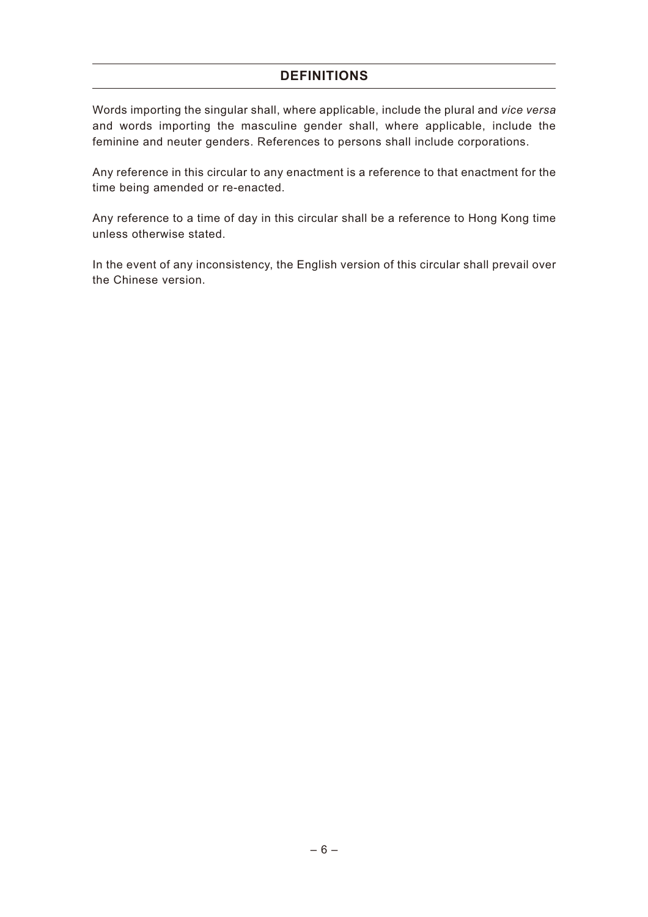## DEFINITIONS

Words importing the singular shall, where applicable, include the plural and *vice versa* and words importing the masculine gender shall, where applicable, include the feminine and neuter genders. References to persons shall include corporations.

Any reference in this circular to any enactment is a reference to that enactment for the time being amended or re-enacted.

Any reference to a time of day in this circular shall be a reference to Hong Kong time unless otherwise stated.

In the event of any inconsistency, the English version of this circular shall prevail over the Chinese version.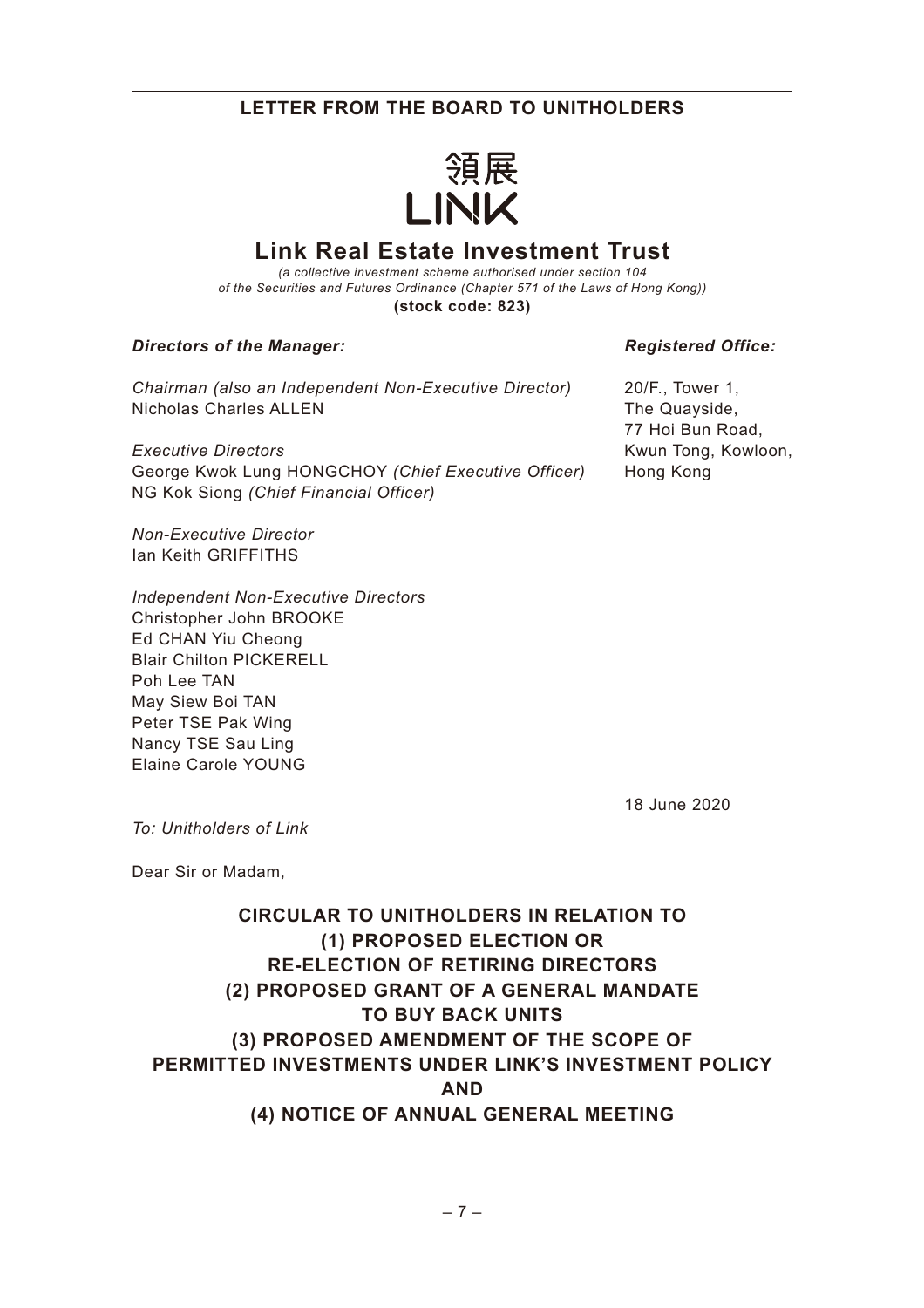## LETTER FROM THE BOARD TO UNITHOLDERS

領展
LINK

# Link Real Estate Investment Trust

*(a collective investment scheme authorised under section 104 of the Securities and Futures Ordinance (Chapter 571 of the Laws of Hong Kong))*

**(stock code: 823)**

***Directors of the Manager:***

*Chairman (also an Independent Non-Executive Director)*
Nicholas Charles ALLEN

*Executive Directors*
George Kwok Lung HONGCHOY *(Chief Executive Officer)*
NG Kok Siong *(Chief Financial Officer)*

*Non-Executive Director*
Ian Keith GRIFFITHS

*Independent Non-Executive Directors*
Christopher John BROOKE
Ed CHAN Yiu Cheong
Blair Chilton PICKERELL
Poh Lee TAN
May Siew Boi TAN
Peter TSE Pak Wing
Nancy TSE Sau Ling
Elaine Carole YOUNG

***Registered Office:***

20/F., Tower 1,
The Quayside,
77 Hoi Bun Road,
Kwun Tong, Kowloon,
Hong Kong

18 June 2020

*To: Unitholders of Link*

Dear Sir or Madam,

**CIRCULAR TO UNITHOLDERS IN RELATION TO**
**(1) PROPOSED ELECTION OR**
**RE-ELECTION OF RETIRING DIRECTORS**
**(2) PROPOSED GRANT OF A GENERAL MANDATE**
**TO BUY BACK UNITS**
**(3) PROPOSED AMENDMENT OF THE SCOPE OF**
**PERMITTED INVESTMENTS UNDER LINK'S INVESTMENT POLICY**
**AND**
**(4) NOTICE OF ANNUAL GENERAL MEETING**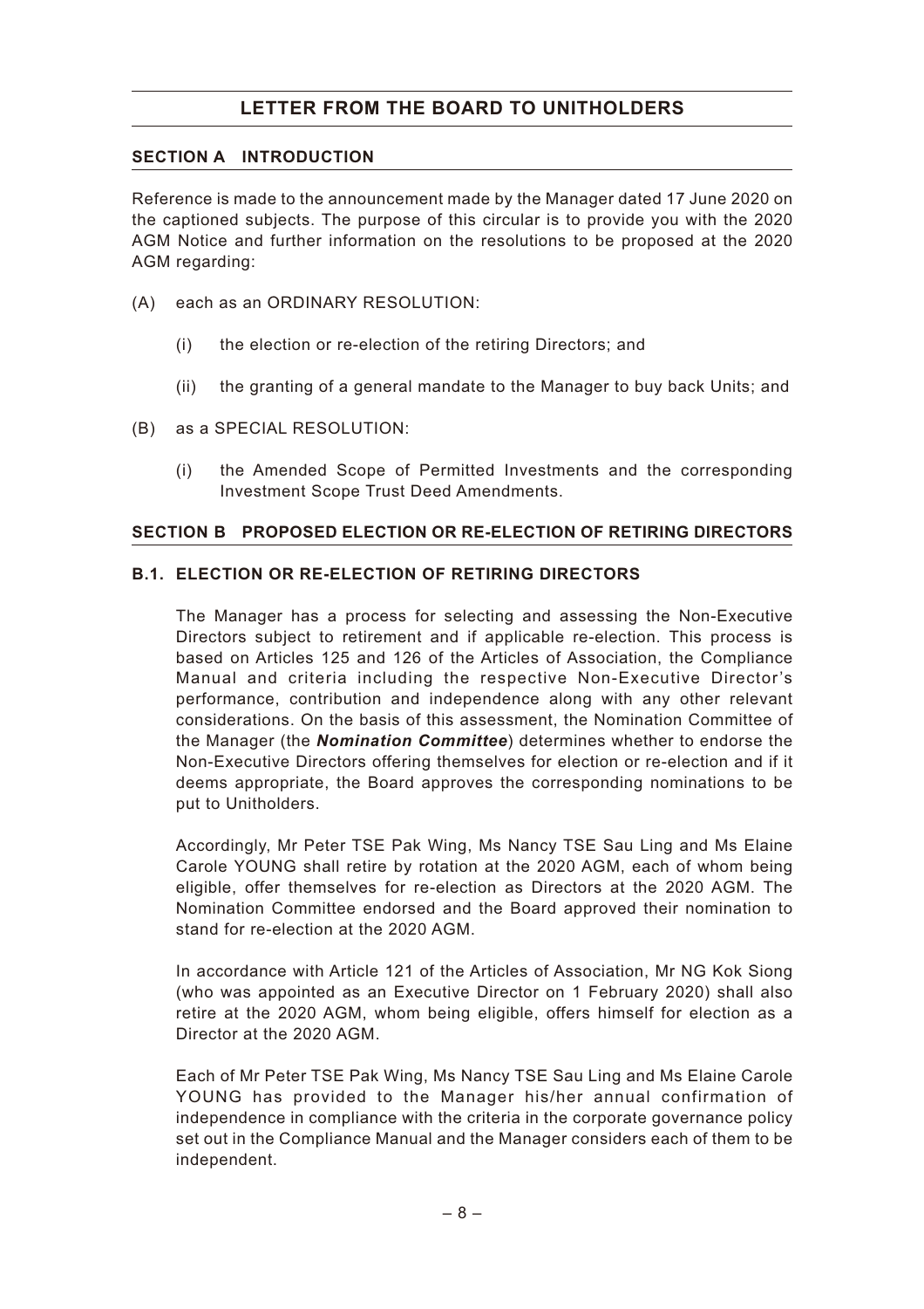# LETTER FROM THE BOARD TO UNITHOLDERS

## SECTION A INTRODUCTION

Reference is made to the announcement made by the Manager dated 17 June 2020 on the captioned subjects. The purpose of this circular is to provide you with the 2020 AGM Notice and further information on the resolutions to be proposed at the 2020 AGM regarding:

(A) each as an ORDINARY RESOLUTION:

 (i) the election or re-election of the retiring Directors; and

 (ii) the granting of a general mandate to the Manager to buy back Units; and

(B) as a SPECIAL RESOLUTION:

 (i) the Amended Scope of Permitted Investments and the corresponding Investment Scope Trust Deed Amendments.

## SECTION B PROPOSED ELECTION OR RE-ELECTION OF RETIRING DIRECTORS

### B.1. ELECTION OR RE-ELECTION OF RETIRING DIRECTORS

The Manager has a process for selecting and assessing the Non-Executive Directors subject to retirement and if applicable re-election. This process is based on Articles 125 and 126 of the Articles of Association, the Compliance Manual and criteria including the respective Non-Executive Director's performance, contribution and independence along with any other relevant considerations. On the basis of this assessment, the Nomination Committee of the Manager (the ***Nomination Committee***) determines whether to endorse the Non-Executive Directors offering themselves for election or re-election and if it deems appropriate, the Board approves the corresponding nominations to be put to Unitholders.

Accordingly, Mr Peter TSE Pak Wing, Ms Nancy TSE Sau Ling and Ms Elaine Carole YOUNG shall retire by rotation at the 2020 AGM, each of whom being eligible, offer themselves for re-election as Directors at the 2020 AGM. The Nomination Committee endorsed and the Board approved their nomination to stand for re-election at the 2020 AGM.

In accordance with Article 121 of the Articles of Association, Mr NG Kok Siong (who was appointed as an Executive Director on 1 February 2020) shall also retire at the 2020 AGM, whom being eligible, offers himself for election as a Director at the 2020 AGM.

Each of Mr Peter TSE Pak Wing, Ms Nancy TSE Sau Ling and Ms Elaine Carole YOUNG has provided to the Manager his/her annual confirmation of independence in compliance with the criteria in the corporate governance policy set out in the Compliance Manual and the Manager considers each of them to be independent.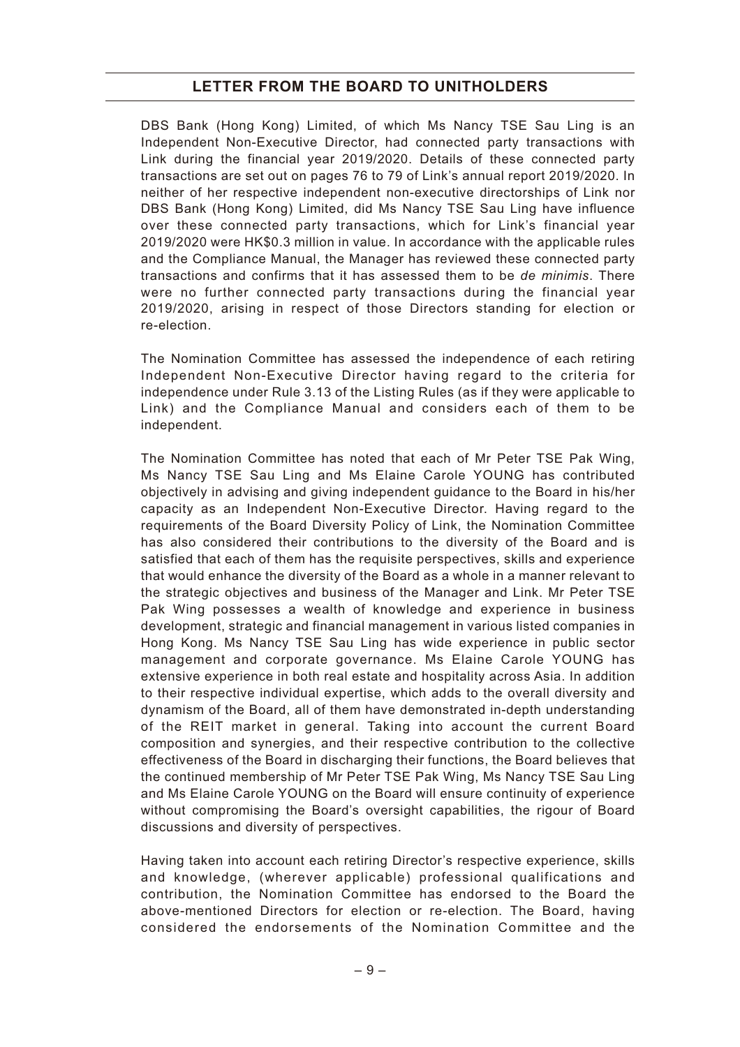DBS Bank (Hong Kong) Limited, of which Ms Nancy TSE Sau Ling is an Independent Non-Executive Director, had connected party transactions with Link during the financial year 2019/2020. Details of these connected party transactions are set out on pages 76 to 79 of Link's annual report 2019/2020. In neither of her respective independent non-executive directorships of Link nor DBS Bank (Hong Kong) Limited, did Ms Nancy TSE Sau Ling have influence over these connected party transactions, which for Link's financial year 2019/2020 were HK$0.3 million in value. In accordance with the applicable rules and the Compliance Manual, the Manager has reviewed these connected party transactions and confirms that it has assessed them to be *de minimis*. There were no further connected party transactions during the financial year 2019/2020, arising in respect of those Directors standing for election or re-election.

The Nomination Committee has assessed the independence of each retiring Independent Non-Executive Director having regard to the criteria for independence under Rule 3.13 of the Listing Rules (as if they were applicable to Link) and the Compliance Manual and considers each of them to be independent.

The Nomination Committee has noted that each of Mr Peter TSE Pak Wing, Ms Nancy TSE Sau Ling and Ms Elaine Carole YOUNG has contributed objectively in advising and giving independent guidance to the Board in his/her capacity as an Independent Non-Executive Director. Having regard to the requirements of the Board Diversity Policy of Link, the Nomination Committee has also considered their contributions to the diversity of the Board and is satisfied that each of them has the requisite perspectives, skills and experience that would enhance the diversity of the Board as a whole in a manner relevant to the strategic objectives and business of the Manager and Link. Mr Peter TSE Pak Wing possesses a wealth of knowledge and experience in business development, strategic and financial management in various listed companies in Hong Kong. Ms Nancy TSE Sau Ling has wide experience in public sector management and corporate governance. Ms Elaine Carole YOUNG has extensive experience in both real estate and hospitality across Asia. In addition to their respective individual expertise, which adds to the overall diversity and dynamism of the Board, all of them have demonstrated in-depth understanding of the REIT market in general. Taking into account the current Board composition and synergies, and their respective contribution to the collective effectiveness of the Board in discharging their functions, the Board believes that the continued membership of Mr Peter TSE Pak Wing, Ms Nancy TSE Sau Ling and Ms Elaine Carole YOUNG on the Board will ensure continuity of experience without compromising the Board's oversight capabilities, the rigour of Board discussions and diversity of perspectives.

Having taken into account each retiring Director's respective experience, skills and knowledge, (wherever applicable) professional qualifications and contribution, the Nomination Committee has endorsed to the Board the above-mentioned Directors for election or re-election. The Board, having considered the endorsements of the Nomination Committee and the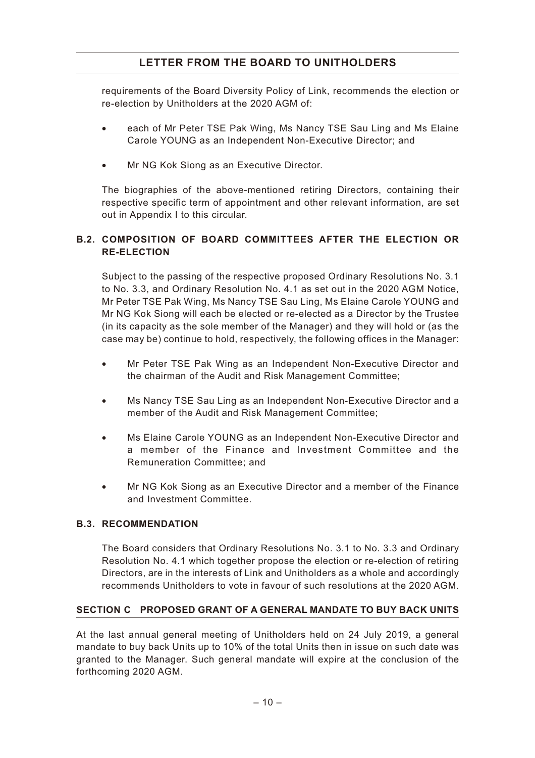requirements of the Board Diversity Policy of Link, recommends the election or re-election by Unitholders at the 2020 AGM of:

- each of Mr Peter TSE Pak Wing, Ms Nancy TSE Sau Ling and Ms Elaine Carole YOUNG as an Independent Non-Executive Director; and
- Mr NG Kok Siong as an Executive Director.

The biographies of the above-mentioned retiring Directors, containing their respective specific term of appointment and other relevant information, are set out in Appendix I to this circular.

### B.2. COMPOSITION OF BOARD COMMITTEES AFTER THE ELECTION OR RE-ELECTION

Subject to the passing of the respective proposed Ordinary Resolutions No. 3.1 to No. 3.3, and Ordinary Resolution No. 4.1 as set out in the 2020 AGM Notice, Mr Peter TSE Pak Wing, Ms Nancy TSE Sau Ling, Ms Elaine Carole YOUNG and Mr NG Kok Siong will each be elected or re-elected as a Director by the Trustee (in its capacity as the sole member of the Manager) and they will hold or (as the case may be) continue to hold, respectively, the following offices in the Manager:

- Mr Peter TSE Pak Wing as an Independent Non-Executive Director and the chairman of the Audit and Risk Management Committee;
- Ms Nancy TSE Sau Ling as an Independent Non-Executive Director and a member of the Audit and Risk Management Committee;
- Ms Elaine Carole YOUNG as an Independent Non-Executive Director and a member of the Finance and Investment Committee and the Remuneration Committee; and
- Mr NG Kok Siong as an Executive Director and a member of the Finance and Investment Committee.

### B.3. RECOMMENDATION

The Board considers that Ordinary Resolutions No. 3.1 to No. 3.3 and Ordinary Resolution No. 4.1 which together propose the election or re-election of retiring Directors, are in the interests of Link and Unitholders as a whole and accordingly recommends Unitholders to vote in favour of such resolutions at the 2020 AGM.

## SECTION C PROPOSED GRANT OF A GENERAL MANDATE TO BUY BACK UNITS

At the last annual general meeting of Unitholders held on 24 July 2019, a general mandate to buy back Units up to 10% of the total Units then in issue on such date was granted to the Manager. Such general mandate will expire at the conclusion of the forthcoming 2020 AGM.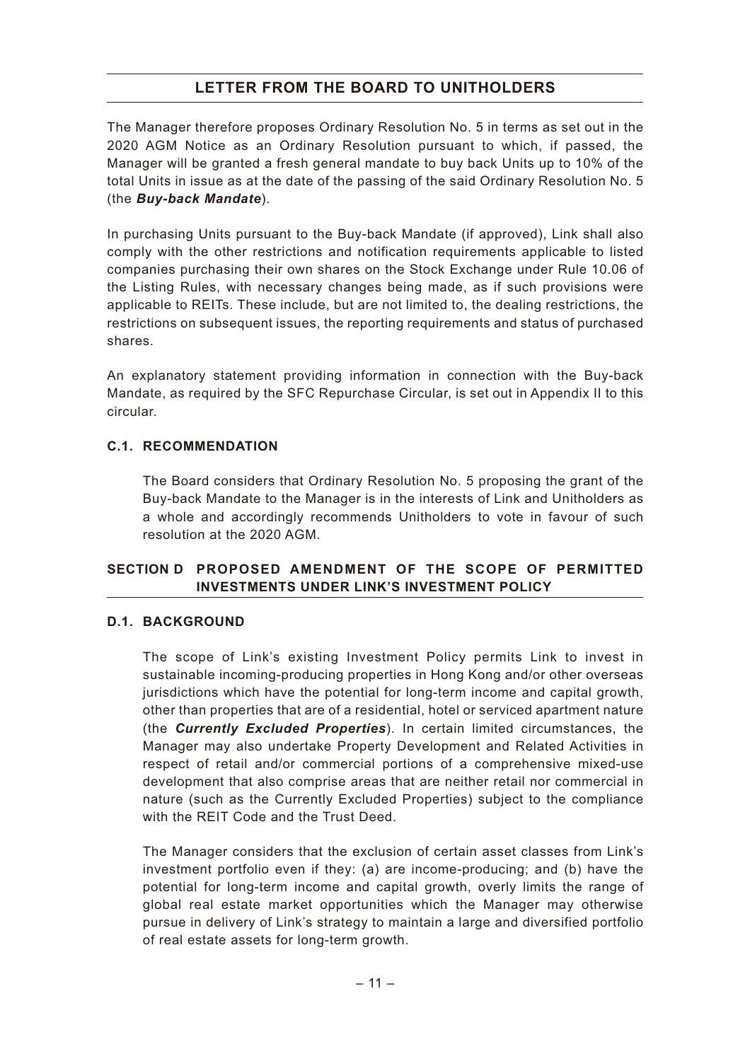The Manager therefore proposes Ordinary Resolution No. 5 in terms as set out in the 2020 AGM Notice as an Ordinary Resolution pursuant to which, if passed, the Manager will be granted a fresh general mandate to buy back Units up to 10% of the total Units in issue as at the date of the passing of the said Ordinary Resolution No. 5 (the ***Buy-back Mandate***).

In purchasing Units pursuant to the Buy-back Mandate (if approved), Link shall also comply with the other restrictions and notification requirements applicable to listed companies purchasing their own shares on the Stock Exchange under Rule 10.06 of the Listing Rules, with necessary changes being made, as if such provisions were applicable to REITs. These include, but are not limited to, the dealing restrictions, the restrictions on subsequent issues, the reporting requirements and status of purchased shares.

An explanatory statement providing information in connection with the Buy-back Mandate, as required by the SFC Repurchase Circular, is set out in Appendix II to this circular.

### C.1. RECOMMENDATION

The Board considers that Ordinary Resolution No. 5 proposing the grant of the Buy-back Mandate to the Manager is in the interests of Link and Unitholders as a whole and accordingly recommends Unitholders to vote in favour of such resolution at the 2020 AGM.

## SECTION D PROPOSED AMENDMENT OF THE SCOPE OF PERMITTED INVESTMENTS UNDER LINK'S INVESTMENT POLICY

### D.1. BACKGROUND

The scope of Link's existing Investment Policy permits Link to invest in sustainable incoming-producing properties in Hong Kong and/or other overseas jurisdictions which have the potential for long-term income and capital growth, other than properties that are of a residential, hotel or serviced apartment nature (the ***Currently Excluded Properties***). In certain limited circumstances, the Manager may also undertake Property Development and Related Activities in respect of retail and/or commercial portions of a comprehensive mixed-use development that also comprise areas that are neither retail nor commercial in nature (such as the Currently Excluded Properties) subject to the compliance with the REIT Code and the Trust Deed.

The Manager considers that the exclusion of certain asset classes from Link's investment portfolio even if they: (a) are income-producing; and (b) have the potential for long-term income and capital growth, overly limits the range of global real estate market opportunities which the Manager may otherwise pursue in delivery of Link's strategy to maintain a large and diversified portfolio of real estate assets for long-term growth.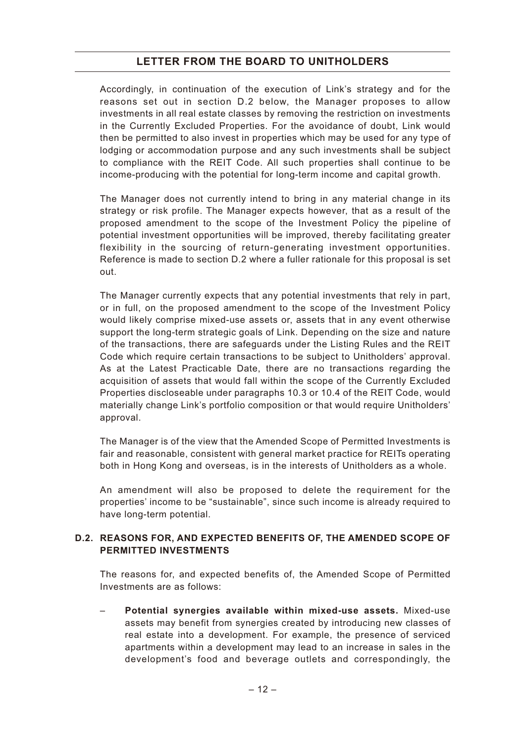Accordingly, in continuation of the execution of Link's strategy and for the reasons set out in section D.2 below, the Manager proposes to allow investments in all real estate classes by removing the restriction on investments in the Currently Excluded Properties. For the avoidance of doubt, Link would then be permitted to also invest in properties which may be used for any type of lodging or accommodation purpose and any such investments shall be subject to compliance with the REIT Code. All such properties shall continue to be income-producing with the potential for long-term income and capital growth.

The Manager does not currently intend to bring in any material change in its strategy or risk profile. The Manager expects however, that as a result of the proposed amendment to the scope of the Investment Policy the pipeline of potential investment opportunities will be improved, thereby facilitating greater flexibility in the sourcing of return-generating investment opportunities. Reference is made to section D.2 where a fuller rationale for this proposal is set out.

The Manager currently expects that any potential investments that rely in part, or in full, on the proposed amendment to the scope of the Investment Policy would likely comprise mixed-use assets or, assets that in any event otherwise support the long-term strategic goals of Link. Depending on the size and nature of the transactions, there are safeguards under the Listing Rules and the REIT Code which require certain transactions to be subject to Unitholders' approval. As at the Latest Practicable Date, there are no transactions regarding the acquisition of assets that would fall within the scope of the Currently Excluded Properties discloseable under paragraphs 10.3 or 10.4 of the REIT Code, would materially change Link's portfolio composition or that would require Unitholders' approval.

The Manager is of the view that the Amended Scope of Permitted Investments is fair and reasonable, consistent with general market practice for REITs operating both in Hong Kong and overseas, is in the interests of Unitholders as a whole.

An amendment will also be proposed to delete the requirement for the properties' income to be "sustainable", since such income is already required to have long-term potential.

### D.2. REASONS FOR, AND EXPECTED BENEFITS OF, THE AMENDED SCOPE OF PERMITTED INVESTMENTS

The reasons for, and expected benefits of, the Amended Scope of Permitted Investments are as follows:

– **Potential synergies available within mixed-use assets.** Mixed-use assets may benefit from synergies created by introducing new classes of real estate into a development. For example, the presence of serviced apartments within a development may lead to an increase in sales in the development's food and beverage outlets and correspondingly, the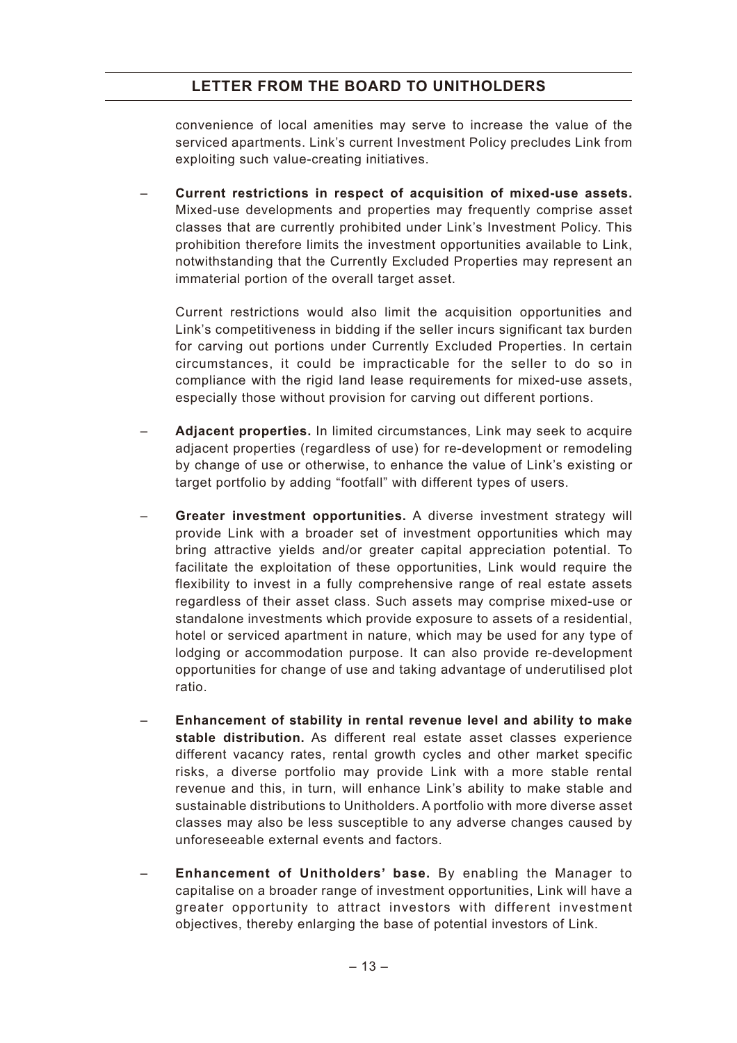convenience of local amenities may serve to increase the value of the serviced apartments. Link's current Investment Policy precludes Link from exploiting such value-creating initiatives.

– **Current restrictions in respect of acquisition of mixed-use assets.** Mixed-use developments and properties may frequently comprise asset classes that are currently prohibited under Link's Investment Policy. This prohibition therefore limits the investment opportunities available to Link, notwithstanding that the Currently Excluded Properties may represent an immaterial portion of the overall target asset.

  Current restrictions would also limit the acquisition opportunities and Link's competitiveness in bidding if the seller incurs significant tax burden for carving out portions under Currently Excluded Properties. In certain circumstances, it could be impracticable for the seller to do so in compliance with the rigid land lease requirements for mixed-use assets, especially those without provision for carving out different portions.

– **Adjacent properties.** In limited circumstances, Link may seek to acquire adjacent properties (regardless of use) for re-development or remodeling by change of use or otherwise, to enhance the value of Link's existing or target portfolio by adding "footfall" with different types of users.

– **Greater investment opportunities.** A diverse investment strategy will provide Link with a broader set of investment opportunities which may bring attractive yields and/or greater capital appreciation potential. To facilitate the exploitation of these opportunities, Link would require the flexibility to invest in a fully comprehensive range of real estate assets regardless of their asset class. Such assets may comprise mixed-use or standalone investments which provide exposure to assets of a residential, hotel or serviced apartment in nature, which may be used for any type of lodging or accommodation purpose. It can also provide re-development opportunities for change of use and taking advantage of underutilised plot ratio.

– **Enhancement of stability in rental revenue level and ability to make stable distribution.** As different real estate asset classes experience different vacancy rates, rental growth cycles and other market specific risks, a diverse portfolio may provide Link with a more stable rental revenue and this, in turn, will enhance Link's ability to make stable and sustainable distributions to Unitholders. A portfolio with more diverse asset classes may also be less susceptible to any adverse changes caused by unforeseeable external events and factors.

– **Enhancement of Unitholders' base.** By enabling the Manager to capitalise on a broader range of investment opportunities, Link will have a greater opportunity to attract investors with different investment objectives, thereby enlarging the base of potential investors of Link.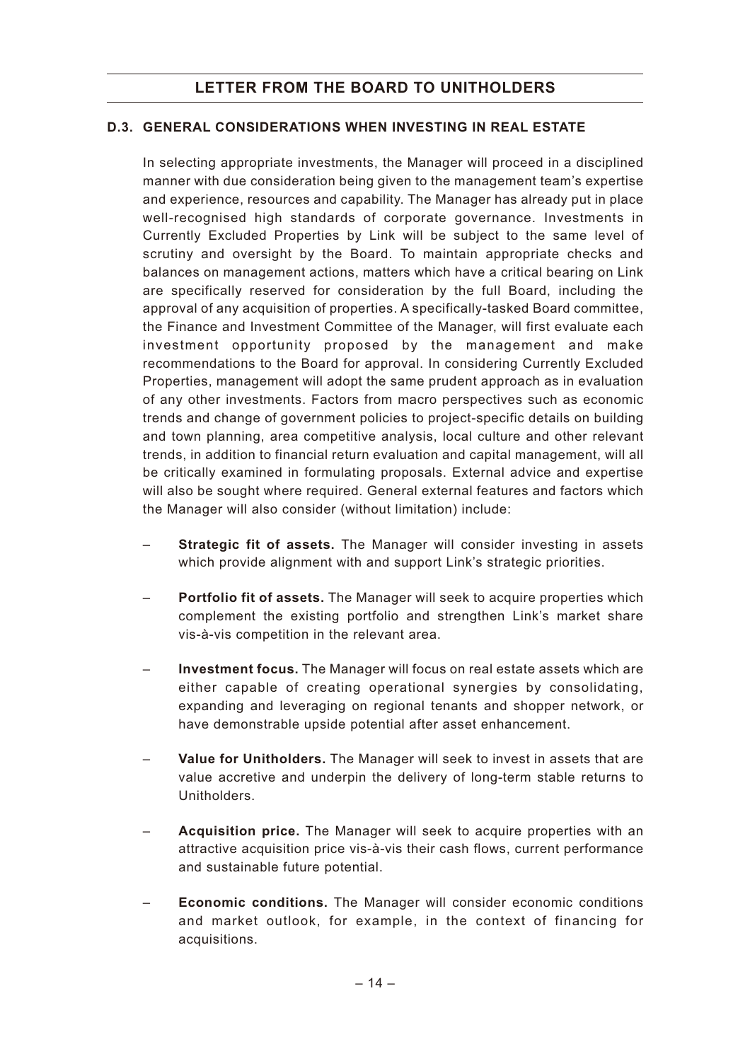### D.3. GENERAL CONSIDERATIONS WHEN INVESTING IN REAL ESTATE

In selecting appropriate investments, the Manager will proceed in a disciplined manner with due consideration being given to the management team's expertise and experience, resources and capability. The Manager has already put in place well-recognised high standards of corporate governance. Investments in Currently Excluded Properties by Link will be subject to the same level of scrutiny and oversight by the Board. To maintain appropriate checks and balances on management actions, matters which have a critical bearing on Link are specifically reserved for consideration by the full Board, including the approval of any acquisition of properties. A specifically-tasked Board committee, the Finance and Investment Committee of the Manager, will first evaluate each investment opportunity proposed by the management and make recommendations to the Board for approval. In considering Currently Excluded Properties, management will adopt the same prudent approach as in evaluation of any other investments. Factors from macro perspectives such as economic trends and change of government policies to project-specific details on building and town planning, area competitive analysis, local culture and other relevant trends, in addition to financial return evaluation and capital management, will all be critically examined in formulating proposals. External advice and expertise will also be sought where required. General external features and factors which the Manager will also consider (without limitation) include:

- **Strategic fit of assets.** The Manager will consider investing in assets which provide alignment with and support Link's strategic priorities.
- **Portfolio fit of assets.** The Manager will seek to acquire properties which complement the existing portfolio and strengthen Link's market share vis-à-vis competition in the relevant area.
- **Investment focus.** The Manager will focus on real estate assets which are either capable of creating operational synergies by consolidating, expanding and leveraging on regional tenants and shopper network, or have demonstrable upside potential after asset enhancement.
- **Value for Unitholders.** The Manager will seek to invest in assets that are value accretive and underpin the delivery of long-term stable returns to Unitholders.
- **Acquisition price.** The Manager will seek to acquire properties with an attractive acquisition price vis-à-vis their cash flows, current performance and sustainable future potential.
- **Economic conditions.** The Manager will consider economic conditions and market outlook, for example, in the context of financing for acquisitions.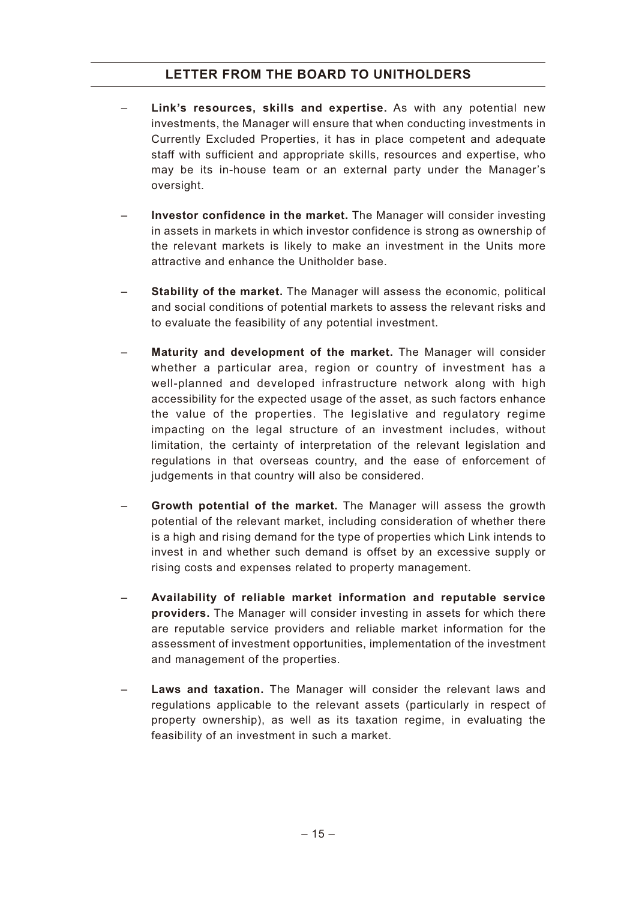- **Link's resources, skills and expertise.** As with any potential new investments, the Manager will ensure that when conducting investments in Currently Excluded Properties, it has in place competent and adequate staff with sufficient and appropriate skills, resources and expertise, who may be its in-house team or an external party under the Manager's oversight.

- **Investor confidence in the market.** The Manager will consider investing in assets in markets in which investor confidence is strong as ownership of the relevant markets is likely to make an investment in the Units more attractive and enhance the Unitholder base.

- **Stability of the market.** The Manager will assess the economic, political and social conditions of potential markets to assess the relevant risks and to evaluate the feasibility of any potential investment.

- **Maturity and development of the market.** The Manager will consider whether a particular area, region or country of investment has a well-planned and developed infrastructure network along with high accessibility for the expected usage of the asset, as such factors enhance the value of the properties. The legislative and regulatory regime impacting on the legal structure of an investment includes, without limitation, the certainty of interpretation of the relevant legislation and regulations in that overseas country, and the ease of enforcement of judgements in that country will also be considered.

- **Growth potential of the market.** The Manager will assess the growth potential of the relevant market, including consideration of whether there is a high and rising demand for the type of properties which Link intends to invest in and whether such demand is offset by an excessive supply or rising costs and expenses related to property management.

- **Availability of reliable market information and reputable service providers.** The Manager will consider investing in assets for which there are reputable service providers and reliable market information for the assessment of investment opportunities, implementation of the investment and management of the properties.

- **Laws and taxation.** The Manager will consider the relevant laws and regulations applicable to the relevant assets (particularly in respect of property ownership), as well as its taxation regime, in evaluating the feasibility of an investment in such a market.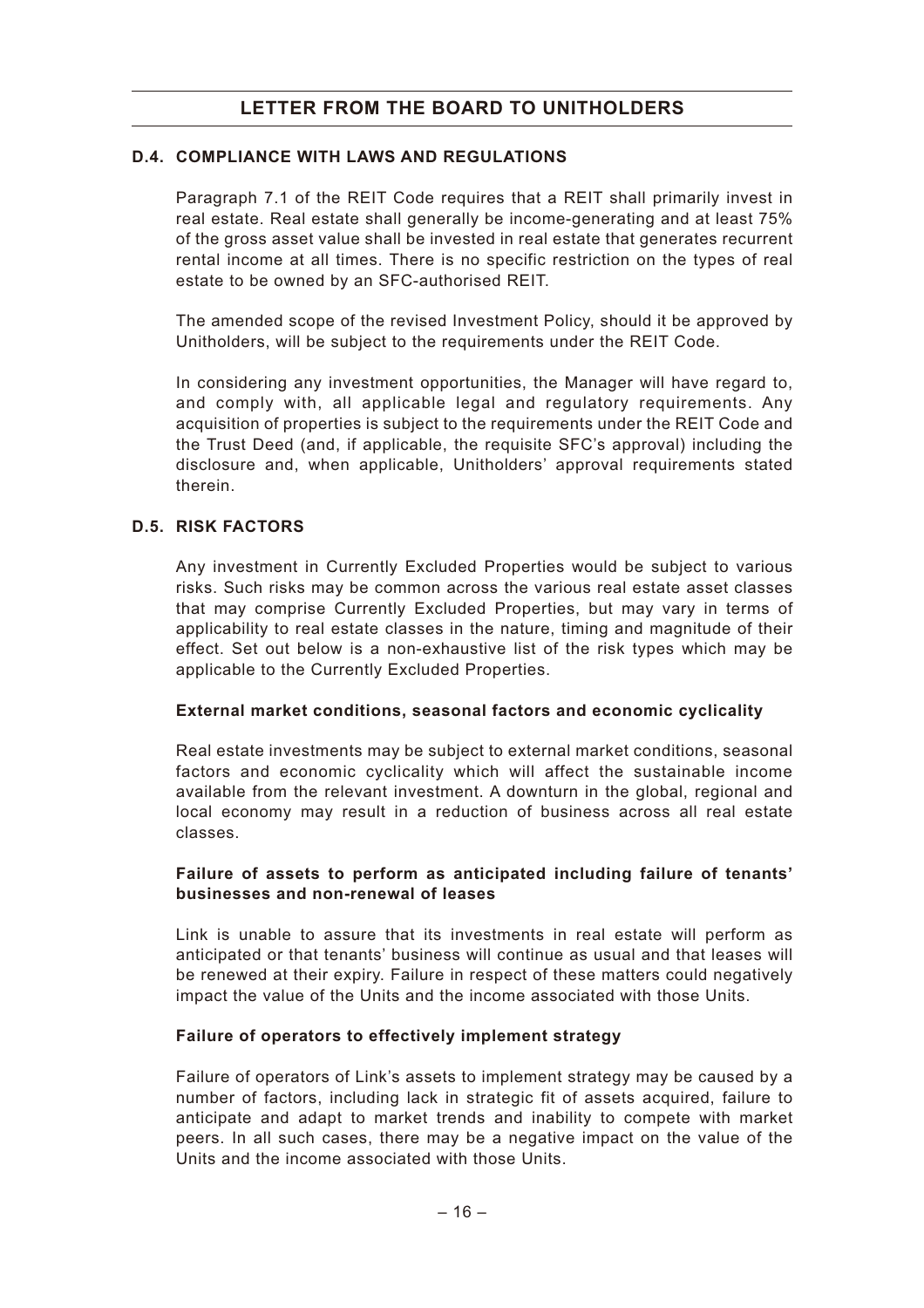### D.4. COMPLIANCE WITH LAWS AND REGULATIONS

Paragraph 7.1 of the REIT Code requires that a REIT shall primarily invest in real estate. Real estate shall generally be income-generating and at least 75% of the gross asset value shall be invested in real estate that generates recurrent rental income at all times. There is no specific restriction on the types of real estate to be owned by an SFC-authorised REIT.

The amended scope of the revised Investment Policy, should it be approved by Unitholders, will be subject to the requirements under the REIT Code.

In considering any investment opportunities, the Manager will have regard to, and comply with, all applicable legal and regulatory requirements. Any acquisition of properties is subject to the requirements under the REIT Code and the Trust Deed (and, if applicable, the requisite SFC's approval) including the disclosure and, when applicable, Unitholders' approval requirements stated therein.

### D.5. RISK FACTORS

Any investment in Currently Excluded Properties would be subject to various risks. Such risks may be common across the various real estate asset classes that may comprise Currently Excluded Properties, but may vary in terms of applicability to real estate classes in the nature, timing and magnitude of their effect. Set out below is a non-exhaustive list of the risk types which may be applicable to the Currently Excluded Properties.

**External market conditions, seasonal factors and economic cyclicality**

Real estate investments may be subject to external market conditions, seasonal factors and economic cyclicality which will affect the sustainable income available from the relevant investment. A downturn in the global, regional and local economy may result in a reduction of business across all real estate classes.

**Failure of assets to perform as anticipated including failure of tenants' businesses and non-renewal of leases**

Link is unable to assure that its investments in real estate will perform as anticipated or that tenants' business will continue as usual and that leases will be renewed at their expiry. Failure in respect of these matters could negatively impact the value of the Units and the income associated with those Units.

**Failure of operators to effectively implement strategy**

Failure of operators of Link's assets to implement strategy may be caused by a number of factors, including lack in strategic fit of assets acquired, failure to anticipate and adapt to market trends and inability to compete with market peers. In all such cases, there may be a negative impact on the value of the Units and the income associated with those Units.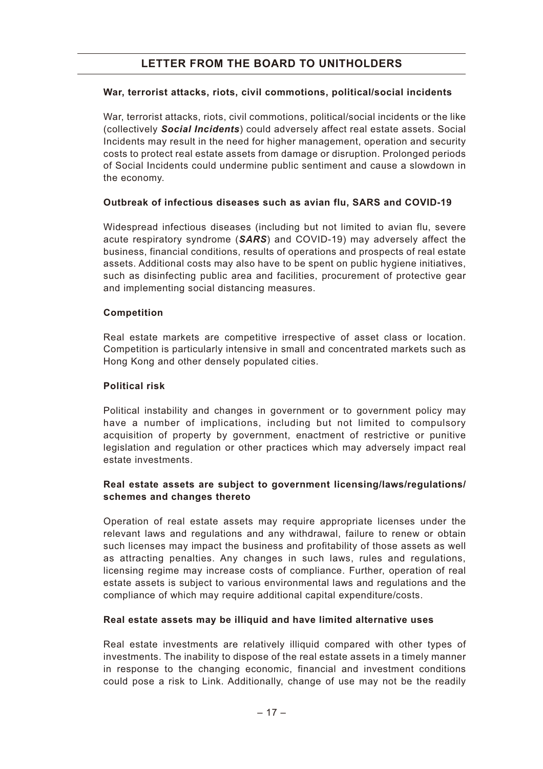#### War, terrorist attacks, riots, civil commotions, political/social incidents

War, terrorist attacks, riots, civil commotions, political/social incidents or the like (collectively ***Social Incidents***) could adversely affect real estate assets. Social Incidents may result in the need for higher management, operation and security costs to protect real estate assets from damage or disruption. Prolonged periods of Social Incidents could undermine public sentiment and cause a slowdown in the economy.

#### Outbreak of infectious diseases such as avian flu, SARS and COVID-19

Widespread infectious diseases (including but not limited to avian flu, severe acute respiratory syndrome (***SARS***) and COVID-19) may adversely affect the business, financial conditions, results of operations and prospects of real estate assets. Additional costs may also have to be spent on public hygiene initiatives, such as disinfecting public area and facilities, procurement of protective gear and implementing social distancing measures.

#### Competition

Real estate markets are competitive irrespective of asset class or location. Competition is particularly intensive in small and concentrated markets such as Hong Kong and other densely populated cities.

#### Political risk

Political instability and changes in government or to government policy may have a number of implications, including but not limited to compulsory acquisition of property by government, enactment of restrictive or punitive legislation and regulation or other practices which may adversely impact real estate investments.

#### Real estate assets are subject to government licensing/laws/regulations/schemes and changes thereto

Operation of real estate assets may require appropriate licenses under the relevant laws and regulations and any withdrawal, failure to renew or obtain such licenses may impact the business and profitability of those assets as well as attracting penalties. Any changes in such laws, rules and regulations, licensing regime may increase costs of compliance. Further, operation of real estate assets is subject to various environmental laws and regulations and the compliance of which may require additional capital expenditure/costs.

#### Real estate assets may be illiquid and have limited alternative uses

Real estate investments are relatively illiquid compared with other types of investments. The inability to dispose of the real estate assets in a timely manner in response to the changing economic, financial and investment conditions could pose a risk to Link. Additionally, change of use may not be the readily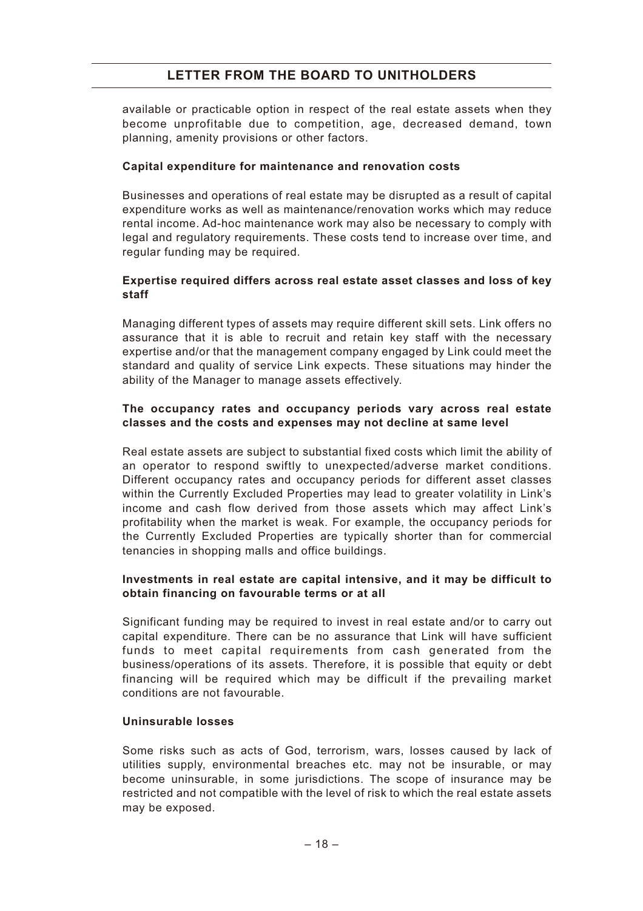available or practicable option in respect of the real estate assets when they become unprofitable due to competition, age, decreased demand, town planning, amenity provisions or other factors.

**Capital expenditure for maintenance and renovation costs**

Businesses and operations of real estate may be disrupted as a result of capital expenditure works as well as maintenance/renovation works which may reduce rental income. Ad-hoc maintenance work may also be necessary to comply with legal and regulatory requirements. These costs tend to increase over time, and regular funding may be required.

**Expertise required differs across real estate asset classes and loss of key staff**

Managing different types of assets may require different skill sets. Link offers no assurance that it is able to recruit and retain key staff with the necessary expertise and/or that the management company engaged by Link could meet the standard and quality of service Link expects. These situations may hinder the ability of the Manager to manage assets effectively.

**The occupancy rates and occupancy periods vary across real estate classes and the costs and expenses may not decline at same level**

Real estate assets are subject to substantial fixed costs which limit the ability of an operator to respond swiftly to unexpected/adverse market conditions. Different occupancy rates and occupancy periods for different asset classes within the Currently Excluded Properties may lead to greater volatility in Link's income and cash flow derived from those assets which may affect Link's profitability when the market is weak. For example, the occupancy periods for the Currently Excluded Properties are typically shorter than for commercial tenancies in shopping malls and office buildings.

**Investments in real estate are capital intensive, and it may be difficult to obtain financing on favourable terms or at all**

Significant funding may be required to invest in real estate and/or to carry out capital expenditure. There can be no assurance that Link will have sufficient funds to meet capital requirements from cash generated from the business/operations of its assets. Therefore, it is possible that equity or debt financing will be required which may be difficult if the prevailing market conditions are not favourable.

**Uninsurable losses**

Some risks such as acts of God, terrorism, wars, losses caused by lack of utilities supply, environmental breaches etc. may not be insurable, or may become uninsurable, in some jurisdictions. The scope of insurance may be restricted and not compatible with the level of risk to which the real estate assets may be exposed.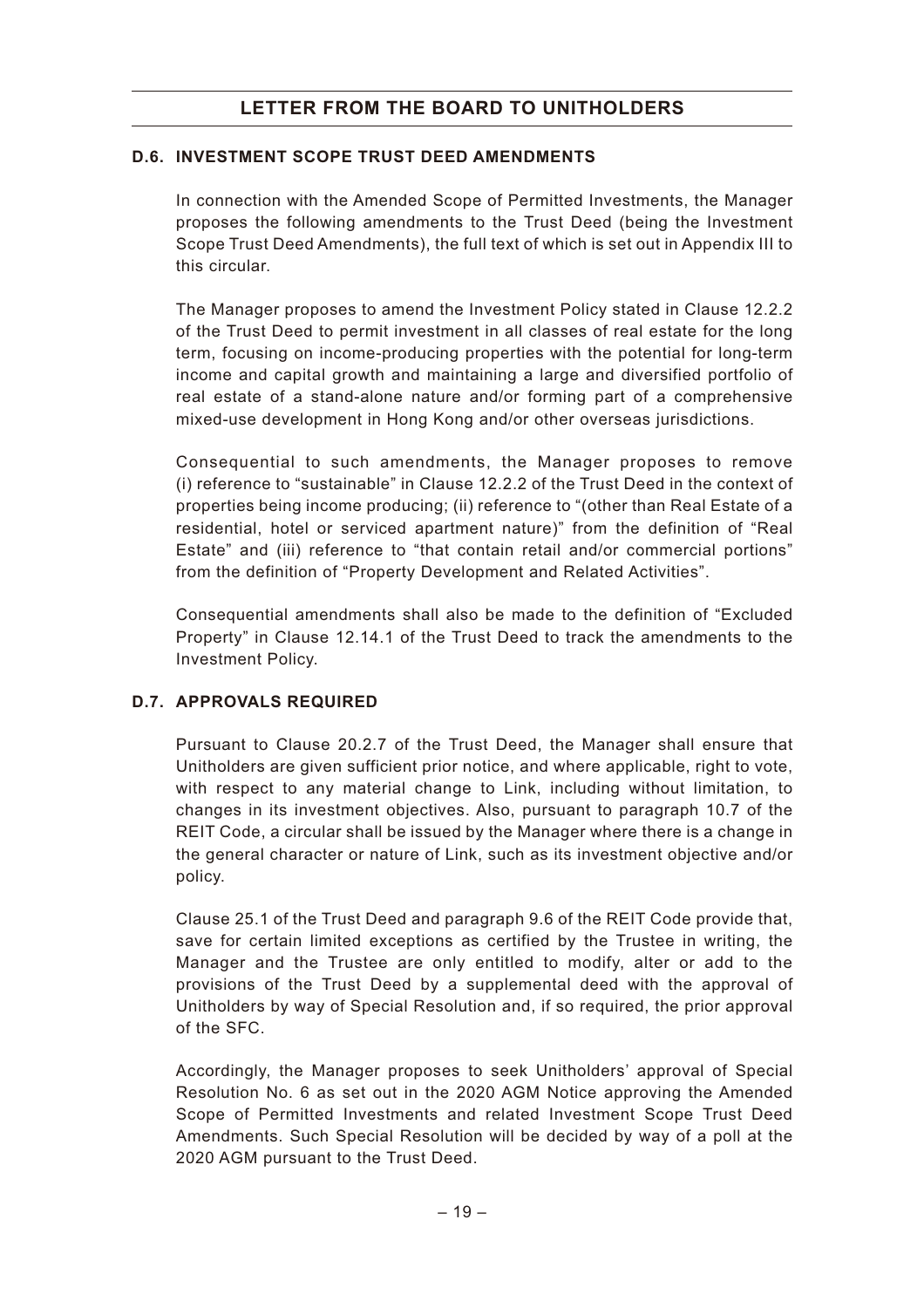### D.6. INVESTMENT SCOPE TRUST DEED AMENDMENTS

In connection with the Amended Scope of Permitted Investments, the Manager proposes the following amendments to the Trust Deed (being the Investment Scope Trust Deed Amendments), the full text of which is set out in Appendix III to this circular.

The Manager proposes to amend the Investment Policy stated in Clause 12.2.2 of the Trust Deed to permit investment in all classes of real estate for the long term, focusing on income-producing properties with the potential for long-term income and capital growth and maintaining a large and diversified portfolio of real estate of a stand-alone nature and/or forming part of a comprehensive mixed-use development in Hong Kong and/or other overseas jurisdictions.

Consequential to such amendments, the Manager proposes to remove (i) reference to "sustainable" in Clause 12.2.2 of the Trust Deed in the context of properties being income producing; (ii) reference to "(other than Real Estate of a residential, hotel or serviced apartment nature)" from the definition of "Real Estate" and (iii) reference to "that contain retail and/or commercial portions" from the definition of "Property Development and Related Activities".

Consequential amendments shall also be made to the definition of "Excluded Property" in Clause 12.14.1 of the Trust Deed to track the amendments to the Investment Policy.

### D.7. APPROVALS REQUIRED

Pursuant to Clause 20.2.7 of the Trust Deed, the Manager shall ensure that Unitholders are given sufficient prior notice, and where applicable, right to vote, with respect to any material change to Link, including without limitation, to changes in its investment objectives. Also, pursuant to paragraph 10.7 of the REIT Code, a circular shall be issued by the Manager where there is a change in the general character or nature of Link, such as its investment objective and/or policy.

Clause 25.1 of the Trust Deed and paragraph 9.6 of the REIT Code provide that, save for certain limited exceptions as certified by the Trustee in writing, the Manager and the Trustee are only entitled to modify, alter or add to the provisions of the Trust Deed by a supplemental deed with the approval of Unitholders by way of Special Resolution and, if so required, the prior approval of the SFC.

Accordingly, the Manager proposes to seek Unitholders' approval of Special Resolution No. 6 as set out in the 2020 AGM Notice approving the Amended Scope of Permitted Investments and related Investment Scope Trust Deed Amendments. Such Special Resolution will be decided by way of a poll at the 2020 AGM pursuant to the Trust Deed.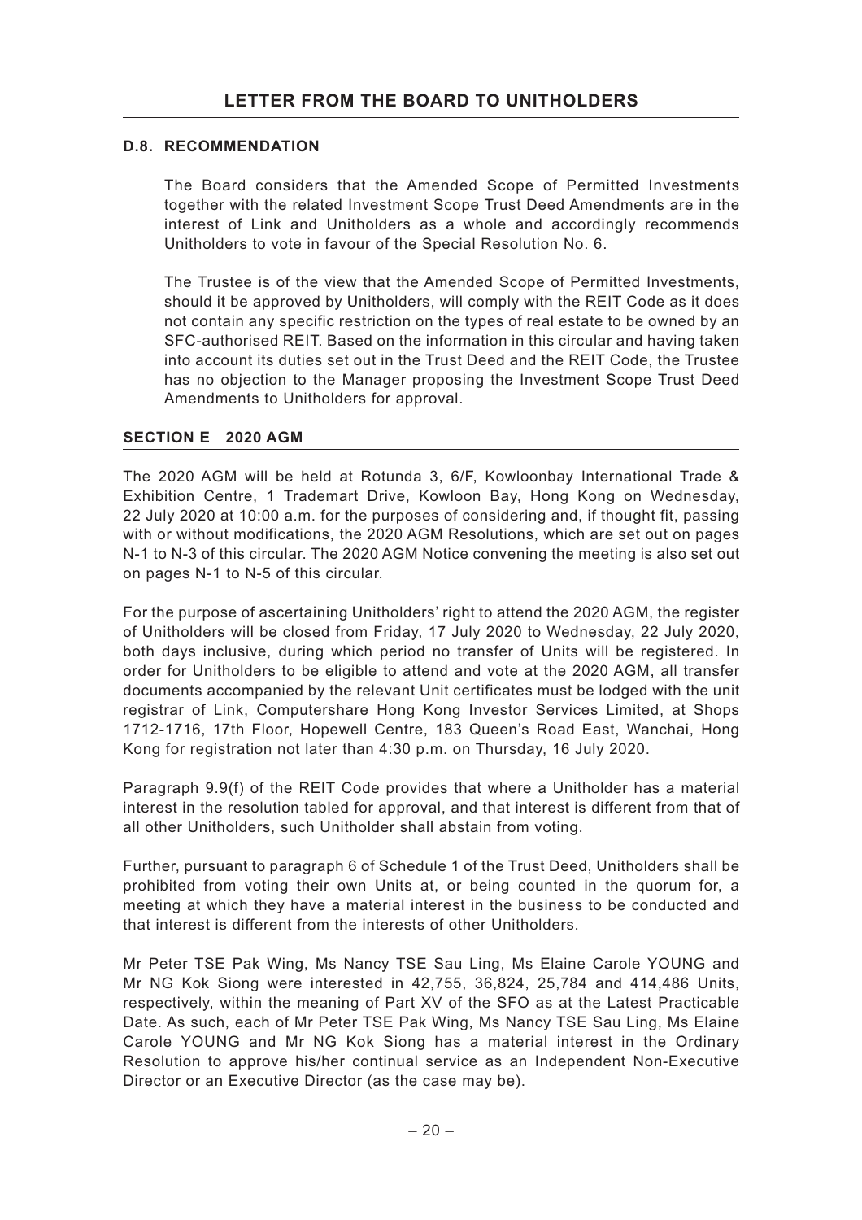### D.8. RECOMMENDATION

The Board considers that the Amended Scope of Permitted Investments together with the related Investment Scope Trust Deed Amendments are in the interest of Link and Unitholders as a whole and accordingly recommends Unitholders to vote in favour of the Special Resolution No. 6.

The Trustee is of the view that the Amended Scope of Permitted Investments, should it be approved by Unitholders, will comply with the REIT Code as it does not contain any specific restriction on the types of real estate to be owned by an SFC-authorised REIT. Based on the information in this circular and having taken into account its duties set out in the Trust Deed and the REIT Code, the Trustee has no objection to the Manager proposing the Investment Scope Trust Deed Amendments to Unitholders for approval.

## SECTION E 2020 AGM

The 2020 AGM will be held at Rotunda 3, 6/F, Kowloonbay International Trade & Exhibition Centre, 1 Trademart Drive, Kowloon Bay, Hong Kong on Wednesday, 22 July 2020 at 10:00 a.m. for the purposes of considering and, if thought fit, passing with or without modifications, the 2020 AGM Resolutions, which are set out on pages N-1 to N-3 of this circular. The 2020 AGM Notice convening the meeting is also set out on pages N-1 to N-5 of this circular.

For the purpose of ascertaining Unitholders' right to attend the 2020 AGM, the register of Unitholders will be closed from Friday, 17 July 2020 to Wednesday, 22 July 2020, both days inclusive, during which period no transfer of Units will be registered. In order for Unitholders to be eligible to attend and vote at the 2020 AGM, all transfer documents accompanied by the relevant Unit certificates must be lodged with the unit registrar of Link, Computershare Hong Kong Investor Services Limited, at Shops 1712-1716, 17th Floor, Hopewell Centre, 183 Queen's Road East, Wanchai, Hong Kong for registration not later than 4:30 p.m. on Thursday, 16 July 2020.

Paragraph 9.9(f) of the REIT Code provides that where a Unitholder has a material interest in the resolution tabled for approval, and that interest is different from that of all other Unitholders, such Unitholder shall abstain from voting.

Further, pursuant to paragraph 6 of Schedule 1 of the Trust Deed, Unitholders shall be prohibited from voting their own Units at, or being counted in the quorum for, a meeting at which they have a material interest in the business to be conducted and that interest is different from the interests of other Unitholders.

Mr Peter TSE Pak Wing, Ms Nancy TSE Sau Ling, Ms Elaine Carole YOUNG and Mr NG Kok Siong were interested in 42,755, 36,824, 25,784 and 414,486 Units, respectively, within the meaning of Part XV of the SFO as at the Latest Practicable Date. As such, each of Mr Peter TSE Pak Wing, Ms Nancy TSE Sau Ling, Ms Elaine Carole YOUNG and Mr NG Kok Siong has a material interest in the Ordinary Resolution to approve his/her continual service as an Independent Non-Executive Director or an Executive Director (as the case may be).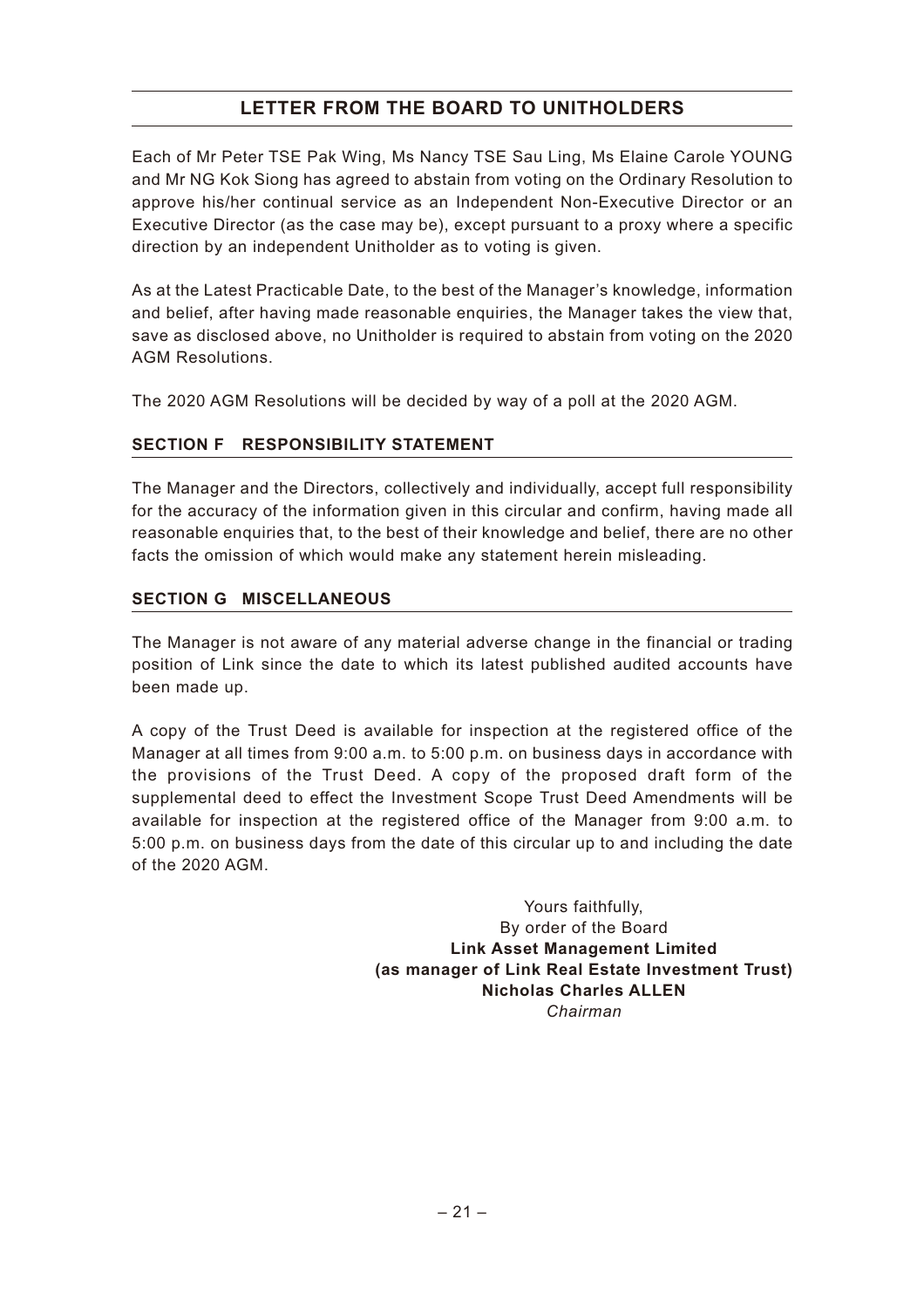Each of Mr Peter TSE Pak Wing, Ms Nancy TSE Sau Ling, Ms Elaine Carole YOUNG and Mr NG Kok Siong has agreed to abstain from voting on the Ordinary Resolution to approve his/her continual service as an Independent Non-Executive Director or an Executive Director (as the case may be), except pursuant to a proxy where a specific direction by an independent Unitholder as to voting is given.

As at the Latest Practicable Date, to the best of the Manager's knowledge, information and belief, after having made reasonable enquiries, the Manager takes the view that, save as disclosed above, no Unitholder is required to abstain from voting on the 2020 AGM Resolutions.

The 2020 AGM Resolutions will be decided by way of a poll at the 2020 AGM.

## SECTION F RESPONSIBILITY STATEMENT

The Manager and the Directors, collectively and individually, accept full responsibility for the accuracy of the information given in this circular and confirm, having made all reasonable enquiries that, to the best of their knowledge and belief, there are no other facts the omission of which would make any statement herein misleading.

## SECTION G MISCELLANEOUS

The Manager is not aware of any material adverse change in the financial or trading position of Link since the date to which its latest published audited accounts have been made up.

A copy of the Trust Deed is available for inspection at the registered office of the Manager at all times from 9:00 a.m. to 5:00 p.m. on business days in accordance with the provisions of the Trust Deed. A copy of the proposed draft form of the supplemental deed to effect the Investment Scope Trust Deed Amendments will be available for inspection at the registered office of the Manager from 9:00 a.m. to 5:00 p.m. on business days from the date of this circular up to and including the date of the 2020 AGM.

Yours faithfully,
By order of the Board
**Link Asset Management Limited**
**(as manager of Link Real Estate Investment Trust)**
**Nicholas Charles ALLEN**
*Chairman*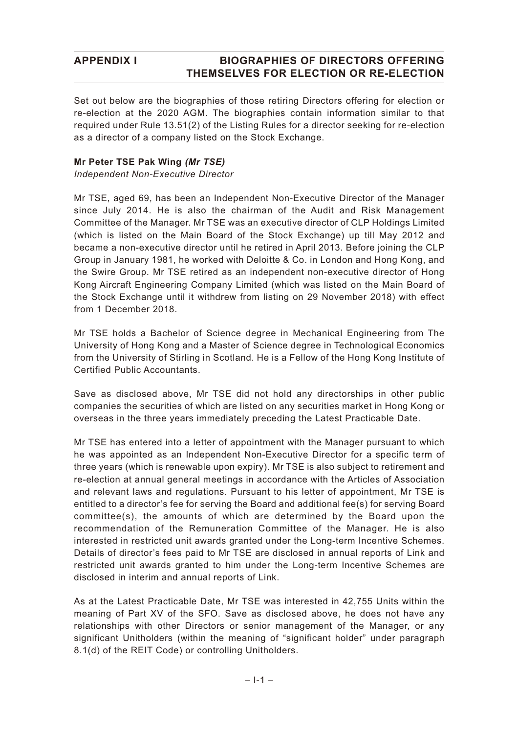# APPENDIX I BIOGRAPHIES OF DIRECTORS OFFERING THEMSELVES FOR ELECTION OR RE-ELECTION

Set out below are the biographies of those retiring Directors offering for election or re-election at the 2020 AGM. The biographies contain information similar to that required under Rule 13.51(2) of the Listing Rules for a director seeking for re-election as a director of a company listed on the Stock Exchange.

**Mr Peter TSE Pak Wing *(Mr TSE)***

*Independent Non-Executive Director*

Mr TSE, aged 69, has been an Independent Non-Executive Director of the Manager since July 2014. He is also the chairman of the Audit and Risk Management Committee of the Manager. Mr TSE was an executive director of CLP Holdings Limited (which is listed on the Main Board of the Stock Exchange) up till May 2012 and became a non-executive director until he retired in April 2013. Before joining the CLP Group in January 1981, he worked with Deloitte & Co. in London and Hong Kong, and the Swire Group. Mr TSE retired as an independent non-executive director of Hong Kong Aircraft Engineering Company Limited (which was listed on the Main Board of the Stock Exchange until it withdrew from listing on 29 November 2018) with effect from 1 December 2018.

Mr TSE holds a Bachelor of Science degree in Mechanical Engineering from The University of Hong Kong and a Master of Science degree in Technological Economics from the University of Stirling in Scotland. He is a Fellow of the Hong Kong Institute of Certified Public Accountants.

Save as disclosed above, Mr TSE did not hold any directorships in other public companies the securities of which are listed on any securities market in Hong Kong or overseas in the three years immediately preceding the Latest Practicable Date.

Mr TSE has entered into a letter of appointment with the Manager pursuant to which he was appointed as an Independent Non-Executive Director for a specific term of three years (which is renewable upon expiry). Mr TSE is also subject to retirement and re-election at annual general meetings in accordance with the Articles of Association and relevant laws and regulations. Pursuant to his letter of appointment, Mr TSE is entitled to a director's fee for serving the Board and additional fee(s) for serving Board committee(s), the amounts of which are determined by the Board upon the recommendation of the Remuneration Committee of the Manager. He is also interested in restricted unit awards granted under the Long-term Incentive Schemes. Details of director's fees paid to Mr TSE are disclosed in annual reports of Link and restricted unit awards granted to him under the Long-term Incentive Schemes are disclosed in interim and annual reports of Link.

As at the Latest Practicable Date, Mr TSE was interested in 42,755 Units within the meaning of Part XV of the SFO. Save as disclosed above, he does not have any relationships with other Directors or senior management of the Manager, or any significant Unitholders (within the meaning of "significant holder" under paragraph 8.1(d) of the REIT Code) or controlling Unitholders.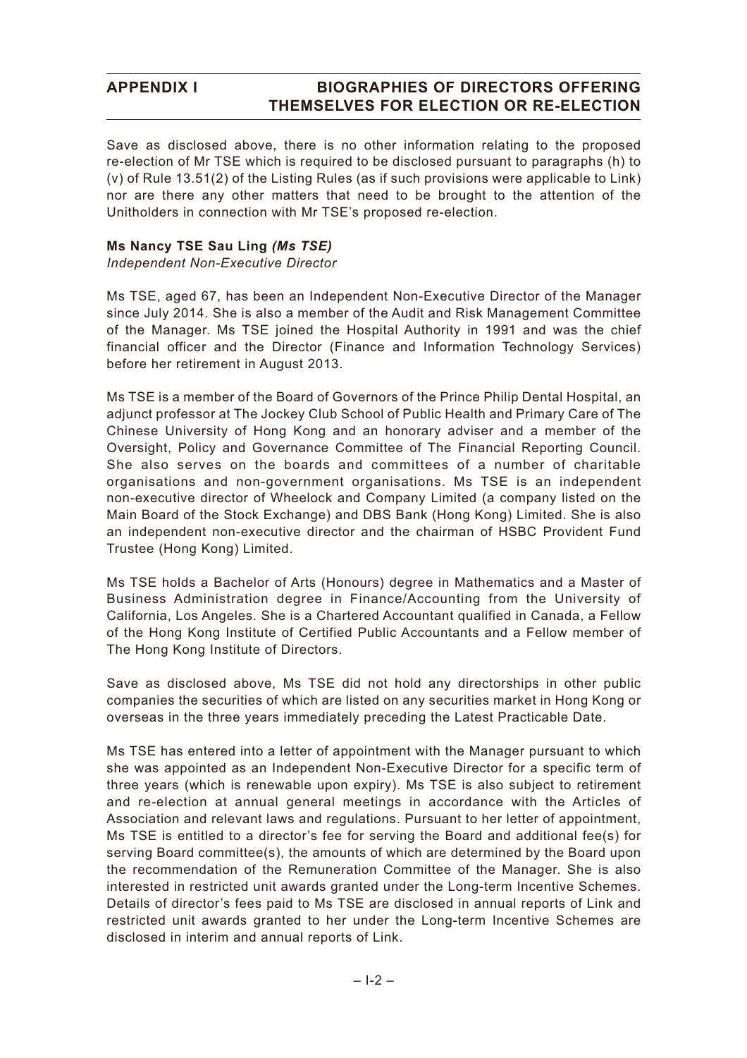Save as disclosed above, there is no other information relating to the proposed re-election of Mr TSE which is required to be disclosed pursuant to paragraphs (h) to (v) of Rule 13.51(2) of the Listing Rules (as if such provisions were applicable to Link) nor are there any other matters that need to be brought to the attention of the Unitholders in connection with Mr TSE's proposed re-election.

**Ms Nancy TSE Sau Ling *(Ms TSE)***
*Independent Non-Executive Director*

Ms TSE, aged 67, has been an Independent Non-Executive Director of the Manager since July 2014. She is also a member of the Audit and Risk Management Committee of the Manager. Ms TSE joined the Hospital Authority in 1991 and was the chief financial officer and the Director (Finance and Information Technology Services) before her retirement in August 2013.

Ms TSE is a member of the Board of Governors of the Prince Philip Dental Hospital, an adjunct professor at The Jockey Club School of Public Health and Primary Care of The Chinese University of Hong Kong and an honorary adviser and a member of the Oversight, Policy and Governance Committee of The Financial Reporting Council. She also serves on the boards and committees of a number of charitable organisations and non-government organisations. Ms TSE is an independent non-executive director of Wheelock and Company Limited (a company listed on the Main Board of the Stock Exchange) and DBS Bank (Hong Kong) Limited. She is also an independent non-executive director and the chairman of HSBC Provident Fund Trustee (Hong Kong) Limited.

Ms TSE holds a Bachelor of Arts (Honours) degree in Mathematics and a Master of Business Administration degree in Finance/Accounting from the University of California, Los Angeles. She is a Chartered Accountant qualified in Canada, a Fellow of the Hong Kong Institute of Certified Public Accountants and a Fellow member of The Hong Kong Institute of Directors.

Save as disclosed above, Ms TSE did not hold any directorships in other public companies the securities of which are listed on any securities market in Hong Kong or overseas in the three years immediately preceding the Latest Practicable Date.

Ms TSE has entered into a letter of appointment with the Manager pursuant to which she was appointed as an Independent Non-Executive Director for a specific term of three years (which is renewable upon expiry). Ms TSE is also subject to retirement and re-election at annual general meetings in accordance with the Articles of Association and relevant laws and regulations. Pursuant to her letter of appointment, Ms TSE is entitled to a director's fee for serving the Board and additional fee(s) for serving Board committee(s), the amounts of which are determined by the Board upon the recommendation of the Remuneration Committee of the Manager. She is also interested in restricted unit awards granted under the Long-term Incentive Schemes. Details of director's fees paid to Ms TSE are disclosed in annual reports of Link and restricted unit awards granted to her under the Long-term Incentive Schemes are disclosed in interim and annual reports of Link.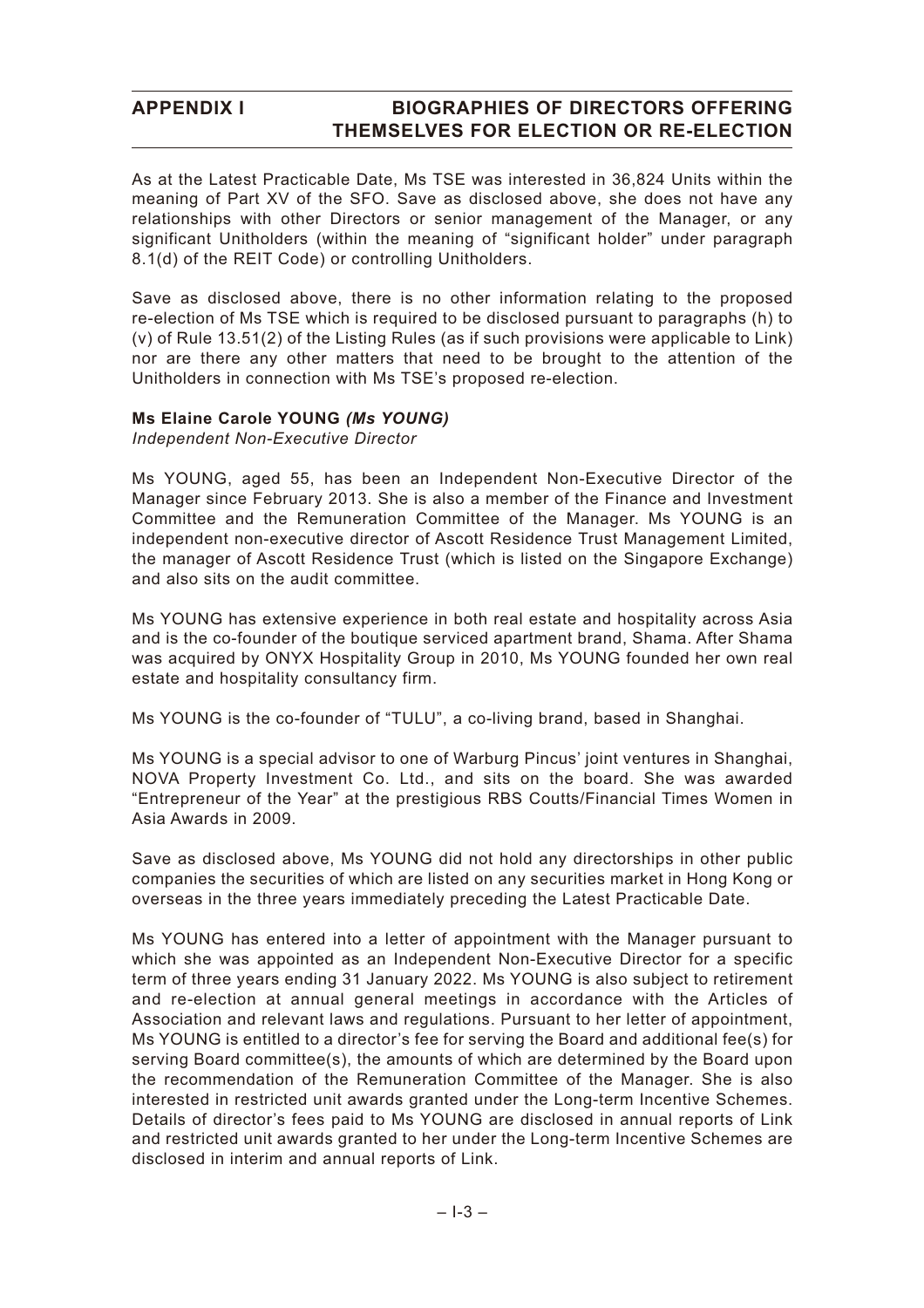As at the Latest Practicable Date, Ms TSE was interested in 36,824 Units within the meaning of Part XV of the SFO. Save as disclosed above, she does not have any relationships with other Directors or senior management of the Manager, or any significant Unitholders (within the meaning of "significant holder" under paragraph 8.1(d) of the REIT Code) or controlling Unitholders.

Save as disclosed above, there is no other information relating to the proposed re-election of Ms TSE which is required to be disclosed pursuant to paragraphs (h) to (v) of Rule 13.51(2) of the Listing Rules (as if such provisions were applicable to Link) nor are there any other matters that need to be brought to the attention of the Unitholders in connection with Ms TSE's proposed re-election.

**Ms Elaine Carole YOUNG *(Ms YOUNG)***

*Independent Non-Executive Director*

Ms YOUNG, aged 55, has been an Independent Non-Executive Director of the Manager since February 2013. She is also a member of the Finance and Investment Committee and the Remuneration Committee of the Manager. Ms YOUNG is an independent non-executive director of Ascott Residence Trust Management Limited, the manager of Ascott Residence Trust (which is listed on the Singapore Exchange) and also sits on the audit committee.

Ms YOUNG has extensive experience in both real estate and hospitality across Asia and is the co-founder of the boutique serviced apartment brand, Shama. After Shama was acquired by ONYX Hospitality Group in 2010, Ms YOUNG founded her own real estate and hospitality consultancy firm.

Ms YOUNG is the co-founder of "TULU", a co-living brand, based in Shanghai.

Ms YOUNG is a special advisor to one of Warburg Pincus' joint ventures in Shanghai, NOVA Property Investment Co. Ltd., and sits on the board. She was awarded "Entrepreneur of the Year" at the prestigious RBS Coutts/Financial Times Women in Asia Awards in 2009.

Save as disclosed above, Ms YOUNG did not hold any directorships in other public companies the securities of which are listed on any securities market in Hong Kong or overseas in the three years immediately preceding the Latest Practicable Date.

Ms YOUNG has entered into a letter of appointment with the Manager pursuant to which she was appointed as an Independent Non-Executive Director for a specific term of three years ending 31 January 2022. Ms YOUNG is also subject to retirement and re-election at annual general meetings in accordance with the Articles of Association and relevant laws and regulations. Pursuant to her letter of appointment, Ms YOUNG is entitled to a director's fee for serving the Board and additional fee(s) for serving Board committee(s), the amounts of which are determined by the Board upon the recommendation of the Remuneration Committee of the Manager. She is also interested in restricted unit awards granted under the Long-term Incentive Schemes. Details of director's fees paid to Ms YOUNG are disclosed in annual reports of Link and restricted unit awards granted to her under the Long-term Incentive Schemes are disclosed in interim and annual reports of Link.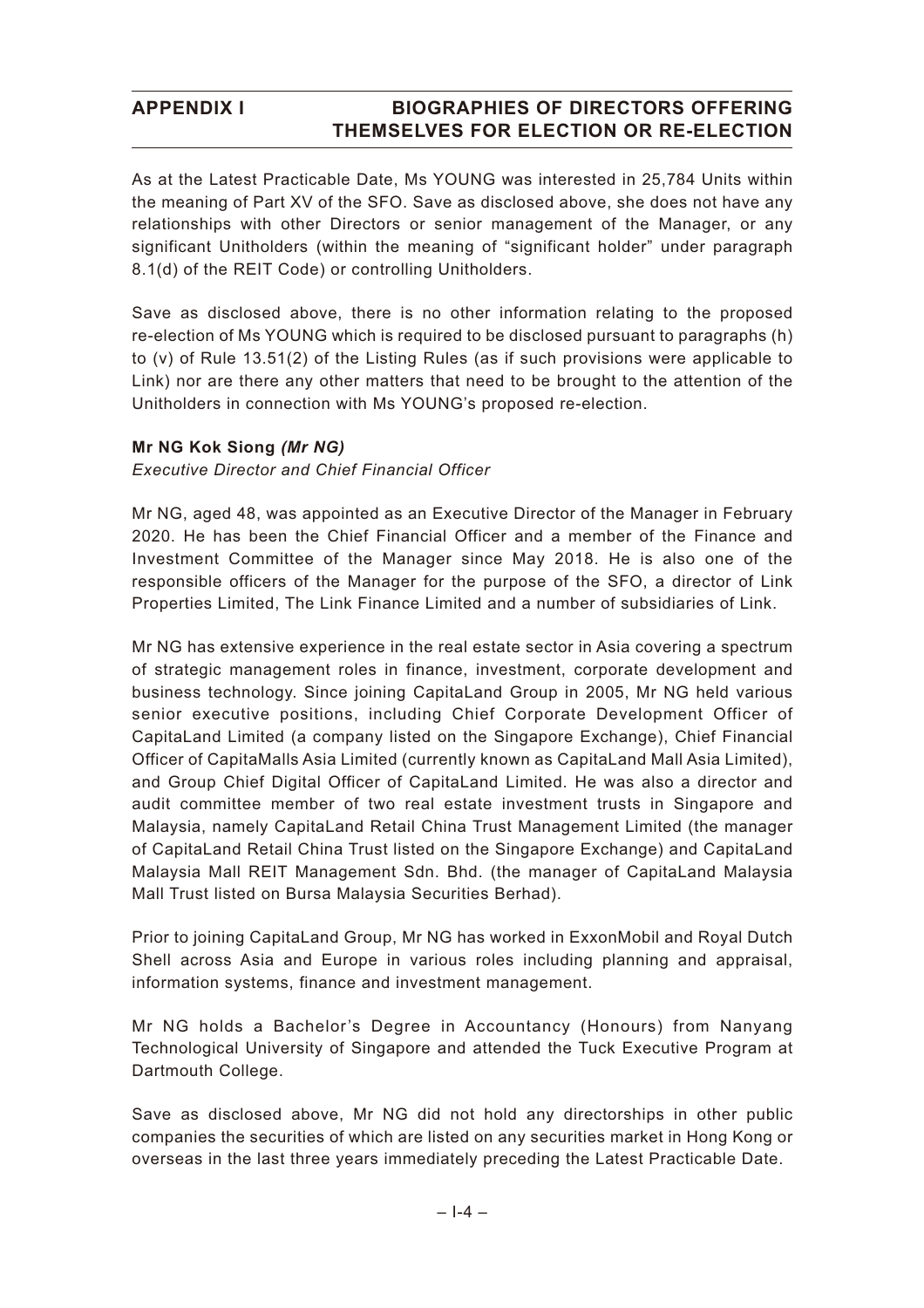As at the Latest Practicable Date, Ms YOUNG was interested in 25,784 Units within the meaning of Part XV of the SFO. Save as disclosed above, she does not have any relationships with other Directors or senior management of the Manager, or any significant Unitholders (within the meaning of "significant holder" under paragraph 8.1(d) of the REIT Code) or controlling Unitholders.

Save as disclosed above, there is no other information relating to the proposed re-election of Ms YOUNG which is required to be disclosed pursuant to paragraphs (h) to (v) of Rule 13.51(2) of the Listing Rules (as if such provisions were applicable to Link) nor are there any other matters that need to be brought to the attention of the Unitholders in connection with Ms YOUNG's proposed re-election.

**Mr NG Kok Siong *(Mr NG)***

*Executive Director and Chief Financial Officer*

Mr NG, aged 48, was appointed as an Executive Director of the Manager in February 2020. He has been the Chief Financial Officer and a member of the Finance and Investment Committee of the Manager since May 2018. He is also one of the responsible officers of the Manager for the purpose of the SFO, a director of Link Properties Limited, The Link Finance Limited and a number of subsidiaries of Link.

Mr NG has extensive experience in the real estate sector in Asia covering a spectrum of strategic management roles in finance, investment, corporate development and business technology. Since joining CapitaLand Group in 2005, Mr NG held various senior executive positions, including Chief Corporate Development Officer of CapitaLand Limited (a company listed on the Singapore Exchange), Chief Financial Officer of CapitaMalls Asia Limited (currently known as CapitaLand Mall Asia Limited), and Group Chief Digital Officer of CapitaLand Limited. He was also a director and audit committee member of two real estate investment trusts in Singapore and Malaysia, namely CapitaLand Retail China Trust Management Limited (the manager of CapitaLand Retail China Trust listed on the Singapore Exchange) and CapitaLand Malaysia Mall REIT Management Sdn. Bhd. (the manager of CapitaLand Malaysia Mall Trust listed on Bursa Malaysia Securities Berhad).

Prior to joining CapitaLand Group, Mr NG has worked in ExxonMobil and Royal Dutch Shell across Asia and Europe in various roles including planning and appraisal, information systems, finance and investment management.

Mr NG holds a Bachelor's Degree in Accountancy (Honours) from Nanyang Technological University of Singapore and attended the Tuck Executive Program at Dartmouth College.

Save as disclosed above, Mr NG did not hold any directorships in other public companies the securities of which are listed on any securities market in Hong Kong or overseas in the last three years immediately preceding the Latest Practicable Date.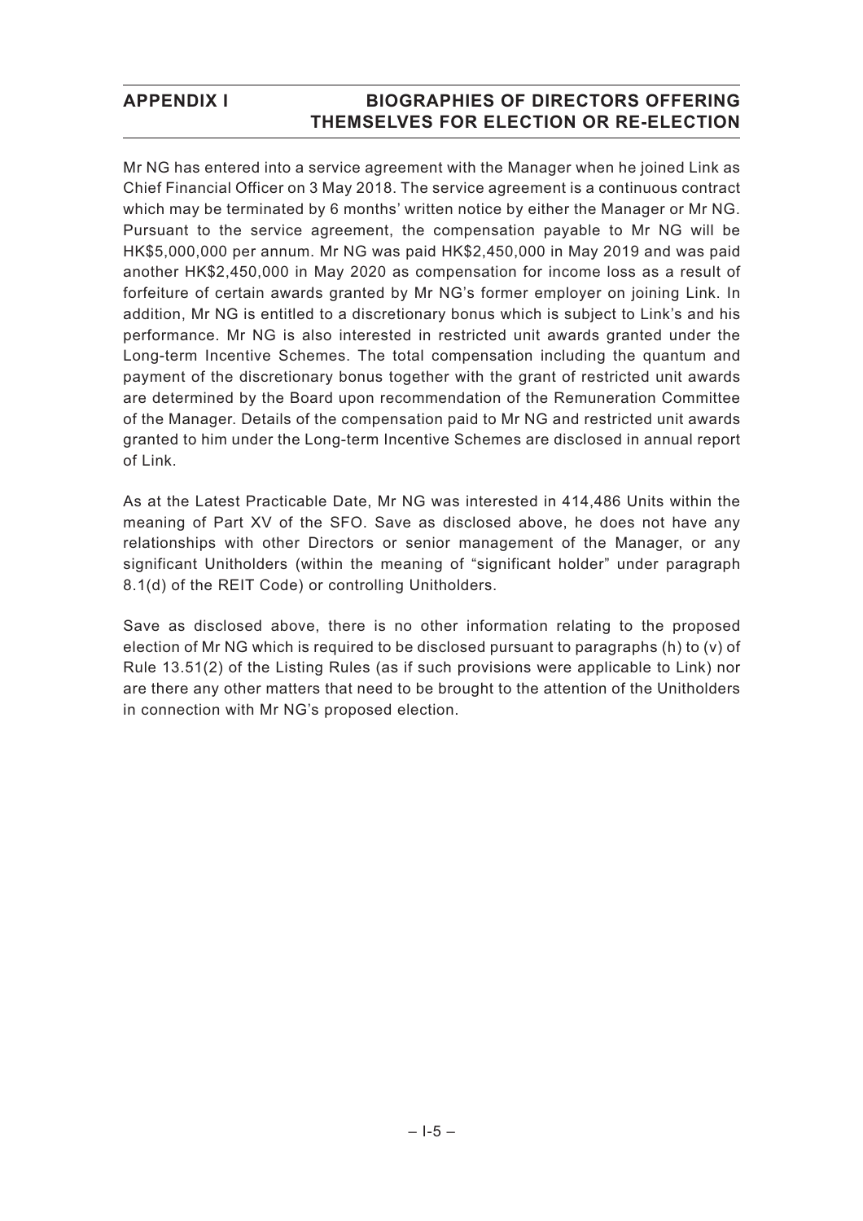Mr NG has entered into a service agreement with the Manager when he joined Link as Chief Financial Officer on 3 May 2018. The service agreement is a continuous contract which may be terminated by 6 months' written notice by either the Manager or Mr NG. Pursuant to the service agreement, the compensation payable to Mr NG will be HK$5,000,000 per annum. Mr NG was paid HK$2,450,000 in May 2019 and was paid another HK$2,450,000 in May 2020 as compensation for income loss as a result of forfeiture of certain awards granted by Mr NG's former employer on joining Link. In addition, Mr NG is entitled to a discretionary bonus which is subject to Link's and his performance. Mr NG is also interested in restricted unit awards granted under the Long-term Incentive Schemes. The total compensation including the quantum and payment of the discretionary bonus together with the grant of restricted unit awards are determined by the Board upon recommendation of the Remuneration Committee of the Manager. Details of the compensation paid to Mr NG and restricted unit awards granted to him under the Long-term Incentive Schemes are disclosed in annual report of Link.

As at the Latest Practicable Date, Mr NG was interested in 414,486 Units within the meaning of Part XV of the SFO. Save as disclosed above, he does not have any relationships with other Directors or senior management of the Manager, or any significant Unitholders (within the meaning of "significant holder" under paragraph 8.1(d) of the REIT Code) or controlling Unitholders.

Save as disclosed above, there is no other information relating to the proposed election of Mr NG which is required to be disclosed pursuant to paragraphs (h) to (v) of Rule 13.51(2) of the Listing Rules (as if such provisions were applicable to Link) nor are there any other matters that need to be brought to the attention of the Unitholders in connection with Mr NG's proposed election.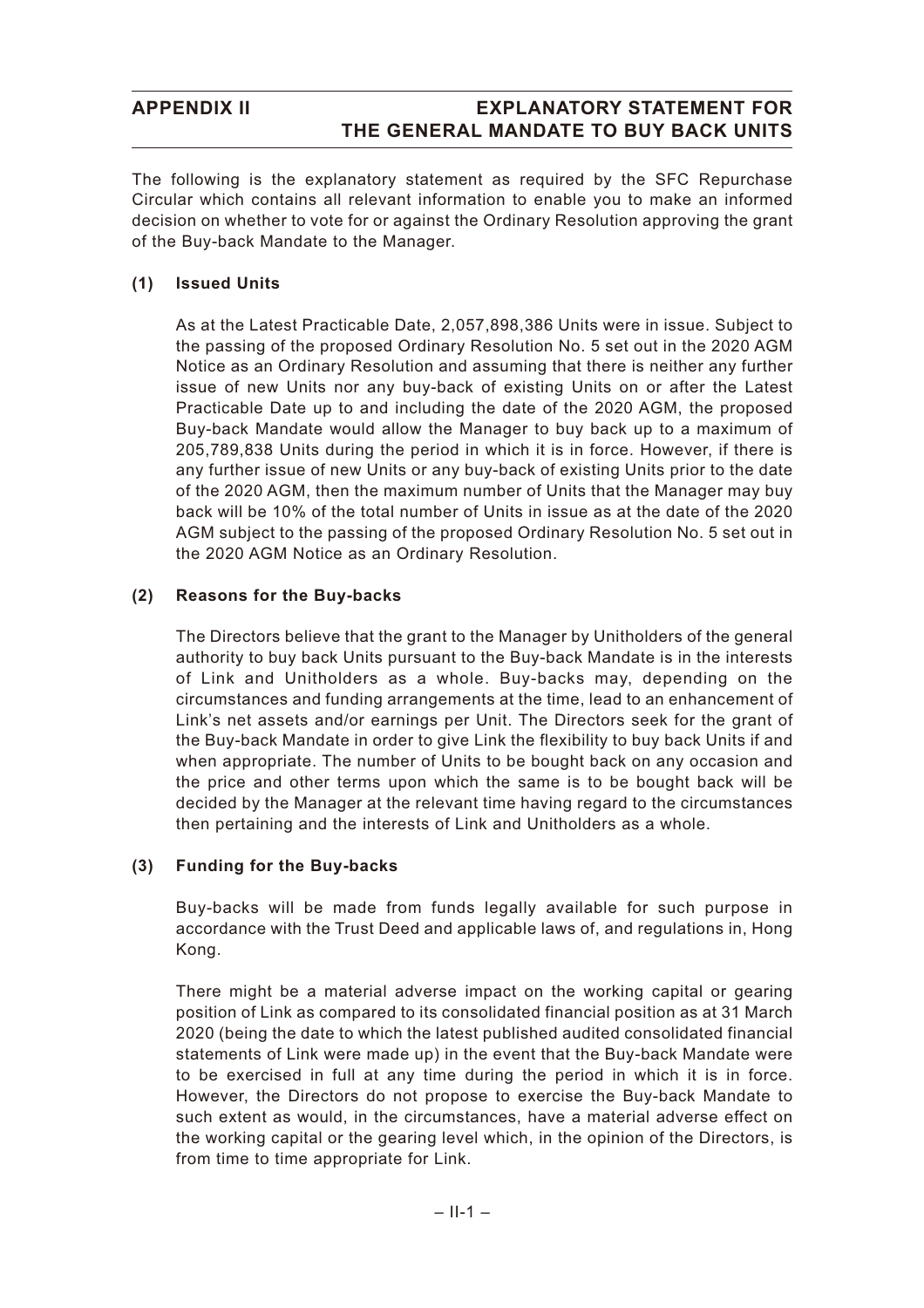# APPENDIX II EXPLANATORY STATEMENT FOR THE GENERAL MANDATE TO BUY BACK UNITS

The following is the explanatory statement as required by the SFC Repurchase Circular which contains all relevant information to enable you to make an informed decision on whether to vote for or against the Ordinary Resolution approving the grant of the Buy-back Mandate to the Manager.

## (1) Issued Units

As at the Latest Practicable Date, 2,057,898,386 Units were in issue. Subject to the passing of the proposed Ordinary Resolution No. 5 set out in the 2020 AGM Notice as an Ordinary Resolution and assuming that there is neither any further issue of new Units nor any buy-back of existing Units on or after the Latest Practicable Date up to and including the date of the 2020 AGM, the proposed Buy-back Mandate would allow the Manager to buy back up to a maximum of 205,789,838 Units during the period in which it is in force. However, if there is any further issue of new Units or any buy-back of existing Units prior to the date of the 2020 AGM, then the maximum number of Units that the Manager may buy back will be 10% of the total number of Units in issue as at the date of the 2020 AGM subject to the passing of the proposed Ordinary Resolution No. 5 set out in the 2020 AGM Notice as an Ordinary Resolution.

## (2) Reasons for the Buy-backs

The Directors believe that the grant to the Manager by Unitholders of the general authority to buy back Units pursuant to the Buy-back Mandate is in the interests of Link and Unitholders as a whole. Buy-backs may, depending on the circumstances and funding arrangements at the time, lead to an enhancement of Link's net assets and/or earnings per Unit. The Directors seek for the grant of the Buy-back Mandate in order to give Link the flexibility to buy back Units if and when appropriate. The number of Units to be bought back on any occasion and the price and other terms upon which the same is to be bought back will be decided by the Manager at the relevant time having regard to the circumstances then pertaining and the interests of Link and Unitholders as a whole.

## (3) Funding for the Buy-backs

Buy-backs will be made from funds legally available for such purpose in accordance with the Trust Deed and applicable laws of, and regulations in, Hong Kong.

There might be a material adverse impact on the working capital or gearing position of Link as compared to its consolidated financial position as at 31 March 2020 (being the date to which the latest published audited consolidated financial statements of Link were made up) in the event that the Buy-back Mandate were to be exercised in full at any time during the period in which it is in force. However, the Directors do not propose to exercise the Buy-back Mandate to such extent as would, in the circumstances, have a material adverse effect on the working capital or the gearing level which, in the opinion of the Directors, is from time to time appropriate for Link.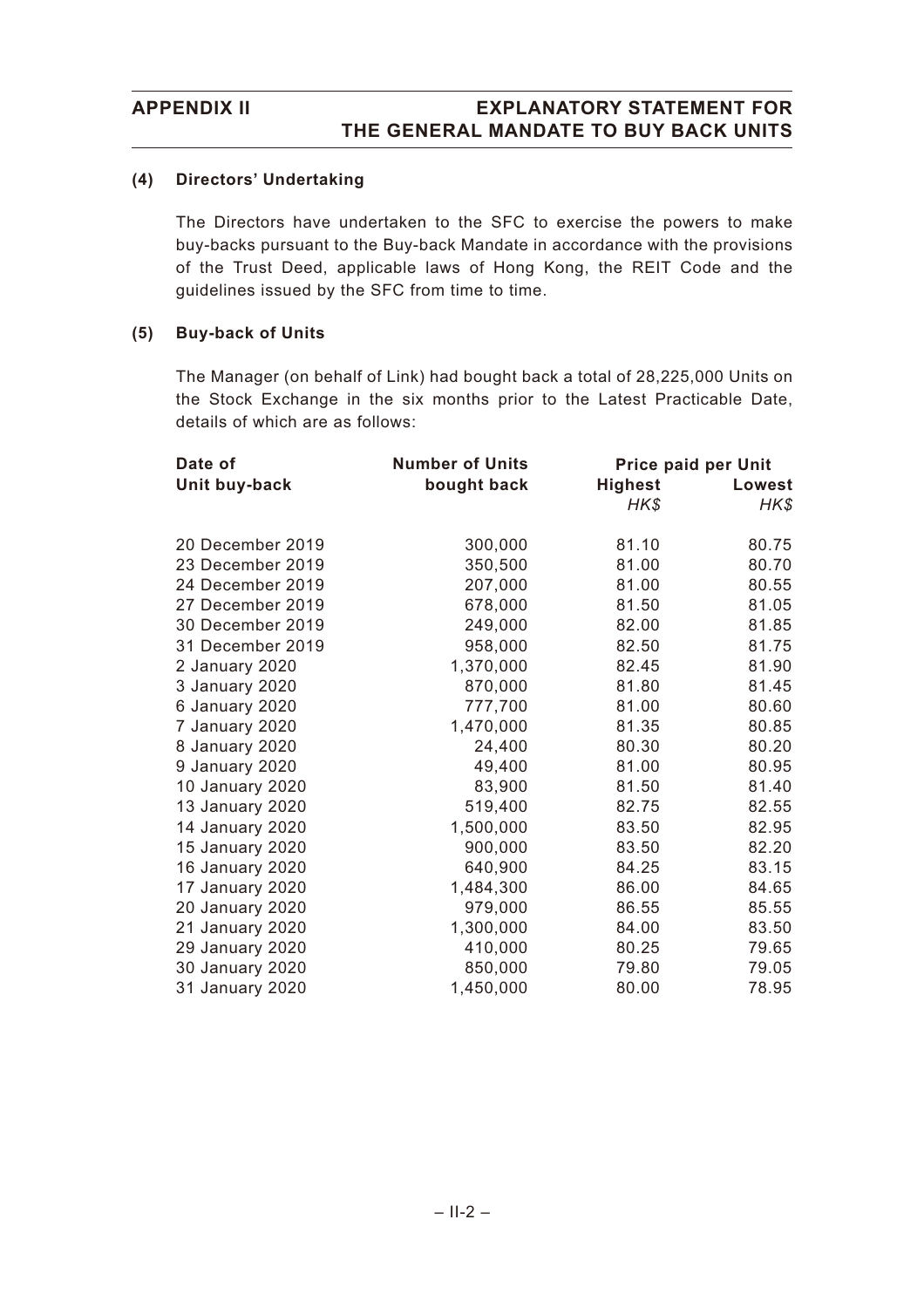**(4) Directors' Undertaking**

The Directors have undertaken to the SFC to exercise the powers to make buy-backs pursuant to the Buy-back Mandate in accordance with the provisions of the Trust Deed, applicable laws of Hong Kong, the REIT Code and the guidelines issued by the SFC from time to time.

**(5) Buy-back of Units**

The Manager (on behalf of Link) had bought back a total of 28,225,000 Units on the Stock Exchange in the six months prior to the Latest Practicable Date, details of which are as follows:

| Date of Unit buy-back | Number of Units bought back | Price paid per Unit | |
|---|---|---|---|
| | | Highest *HK$* | Lowest *HK$* |
| 20 December 2019 | 300,000 | 81.10 | 80.75 |
| 23 December 2019 | 350,500 | 81.00 | 80.70 |
| 24 December 2019 | 207,000 | 81.00 | 80.55 |
| 27 December 2019 | 678,000 | 81.50 | 81.05 |
| 30 December 2019 | 249,000 | 82.00 | 81.85 |
| 31 December 2019 | 958,000 | 82.50 | 81.75 |
| 2 January 2020 | 1,370,000 | 82.45 | 81.90 |
| 3 January 2020 | 870,000 | 81.80 | 81.45 |
| 6 January 2020 | 777,700 | 81.00 | 80.60 |
| 7 January 2020 | 1,470,000 | 81.35 | 80.85 |
| 8 January 2020 | 24,400 | 80.30 | 80.20 |
| 9 January 2020 | 49,400 | 81.00 | 80.95 |
| 10 January 2020 | 83,900 | 81.50 | 81.40 |
| 13 January 2020 | 519,400 | 82.75 | 82.55 |
| 14 January 2020 | 1,500,000 | 83.50 | 82.95 |
| 15 January 2020 | 900,000 | 83.50 | 82.20 |
| 16 January 2020 | 640,900 | 84.25 | 83.15 |
| 17 January 2020 | 1,484,300 | 86.00 | 84.65 |
| 20 January 2020 | 979,000 | 86.55 | 85.55 |
| 21 January 2020 | 1,300,000 | 84.00 | 83.50 |
| 29 January 2020 | 410,000 | 80.25 | 79.65 |
| 30 January 2020 | 850,000 | 79.80 | 79.05 |
| 31 January 2020 | 1,450,000 | 80.00 | 78.95 |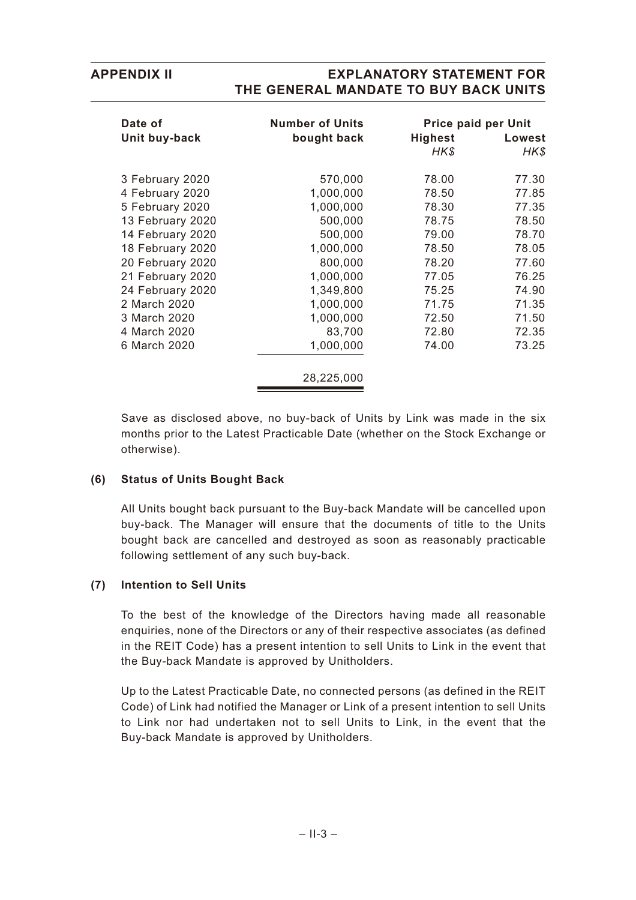| Date of Unit buy-back | Number of Units bought back | Price paid per Unit | |
|---|---|---|---|
| | | Highest HK$ | Lowest HK$ |
| 3 February 2020 | 570,000 | 78.00 | 77.30 |
| 4 February 2020 | 1,000,000 | 78.50 | 77.85 |
| 5 February 2020 | 1,000,000 | 78.30 | 77.35 |
| 13 February 2020 | 500,000 | 78.75 | 78.50 |
| 14 February 2020 | 500,000 | 79.00 | 78.70 |
| 18 February 2020 | 1,000,000 | 78.50 | 78.05 |
| 20 February 2020 | 800,000 | 78.20 | 77.60 |
| 21 February 2020 | 1,000,000 | 77.05 | 76.25 |
| 24 February 2020 | 1,349,800 | 75.25 | 74.90 |
| 2 March 2020 | 1,000,000 | 71.75 | 71.35 |
| 3 March 2020 | 1,000,000 | 72.50 | 71.50 |
| 4 March 2020 | 83,700 | 72.80 | 72.35 |
| 6 March 2020 | 1,000,000 | 74.00 | 73.25 |
| | 28,225,000 | | |

Save as disclosed above, no buy-back of Units by Link was made in the six months prior to the Latest Practicable Date (whether on the Stock Exchange or otherwise).

### (6) Status of Units Bought Back

All Units bought back pursuant to the Buy-back Mandate will be cancelled upon buy-back. The Manager will ensure that the documents of title to the Units bought back are cancelled and destroyed as soon as reasonably practicable following settlement of any such buy-back.

### (7) Intention to Sell Units

To the best of the knowledge of the Directors having made all reasonable enquiries, none of the Directors or any of their respective associates (as defined in the REIT Code) has a present intention to sell Units to Link in the event that the Buy-back Mandate is approved by Unitholders.

Up to the Latest Practicable Date, no connected persons (as defined in the REIT Code) of Link had notified the Manager or Link of a present intention to sell Units to Link nor had undertaken not to sell Units to Link, in the event that the Buy-back Mandate is approved by Unitholders.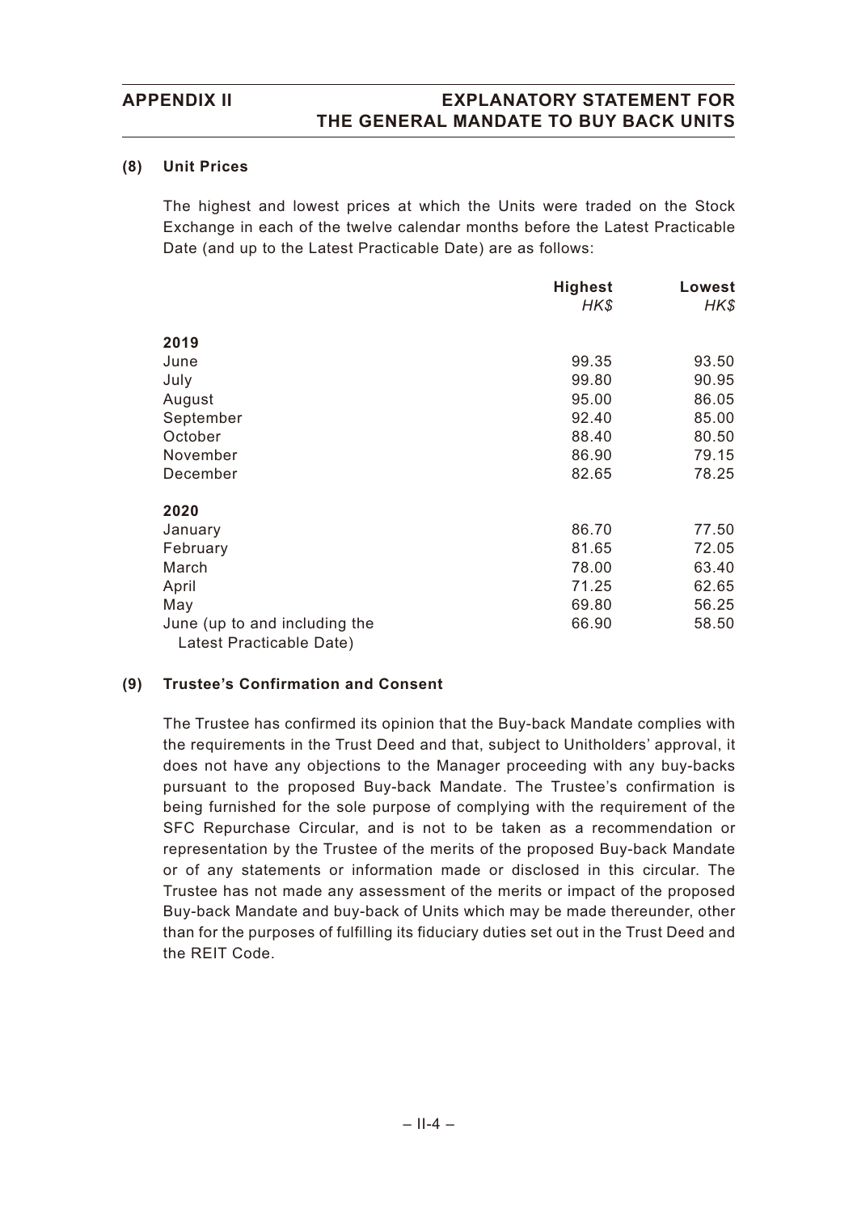### (8) Unit Prices

The highest and lowest prices at which the Units were traded on the Stock Exchange in each of the twelve calendar months before the Latest Practicable Date (and up to the Latest Practicable Date) are as follows:

| | Highest *HK$* | Lowest *HK$* |
|---|---|---|
| **2019** | | |
| June | 99.35 | 93.50 |
| July | 99.80 | 90.95 |
| August | 95.00 | 86.05 |
| September | 92.40 | 85.00 |
| October | 88.40 | 80.50 |
| November | 86.90 | 79.15 |
| December | 82.65 | 78.25 |
| **2020** | | |
| January | 86.70 | 77.50 |
| February | 81.65 | 72.05 |
| March | 78.00 | 63.40 |
| April | 71.25 | 62.65 |
| May | 69.80 | 56.25 |
| June (up to and including the Latest Practicable Date) | 66.90 | 58.50 |

### (9) Trustee's Confirmation and Consent

The Trustee has confirmed its opinion that the Buy-back Mandate complies with the requirements in the Trust Deed and that, subject to Unitholders' approval, it does not have any objections to the Manager proceeding with any buy-backs pursuant to the proposed Buy-back Mandate. The Trustee's confirmation is being furnished for the sole purpose of complying with the requirement of the SFC Repurchase Circular, and is not to be taken as a recommendation or representation by the Trustee of the merits of the proposed Buy-back Mandate or of any statements or information made or disclosed in this circular. The Trustee has not made any assessment of the merits or impact of the proposed Buy-back Mandate and buy-back of Units which may be made thereunder, other than for the purposes of fulfilling its fiduciary duties set out in the Trust Deed and the REIT Code.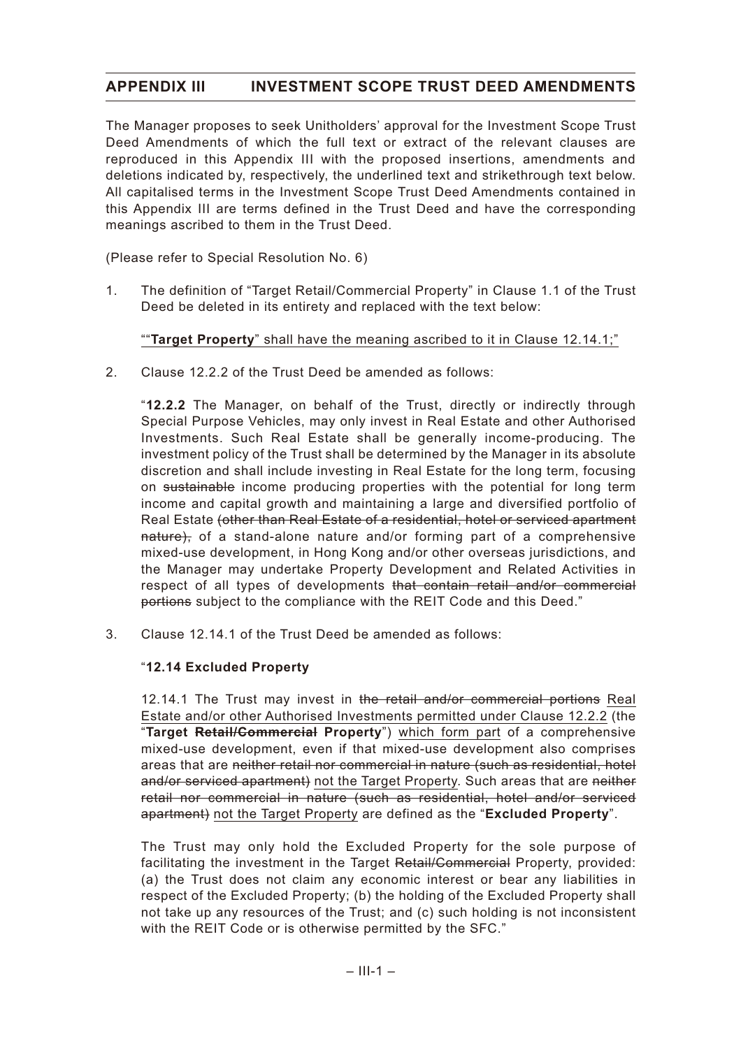## APPENDIX III INVESTMENT SCOPE TRUST DEED AMENDMENTS

The Manager proposes to seek Unitholders' approval for the Investment Scope Trust Deed Amendments of which the full text or extract of the relevant clauses are reproduced in this Appendix III with the proposed insertions, amendments and deletions indicated by, respectively, the underlined text and strikethrough text below. All capitalised terms in the Investment Scope Trust Deed Amendments contained in this Appendix III are terms defined in the Trust Deed and have the corresponding meanings ascribed to them in the Trust Deed.

(Please refer to Special Resolution No. 6)

1. The definition of "Target Retail/Commercial Property" in Clause 1.1 of the Trust Deed be deleted in its entirety and replaced with the text below:

   <u>""**Target Property**" shall have the meaning ascribed to it in Clause 12.14.1;"</u>

2. Clause 12.2.2 of the Trust Deed be amended as follows:

   "**12.2.2** The Manager, on behalf of the Trust, directly or indirectly through Special Purpose Vehicles, may only invest in Real Estate and other Authorised Investments. Such Real Estate shall be generally income-producing. The investment policy of the Trust shall be determined by the Manager in its absolute discretion and shall include investing in Real Estate for the long term, focusing on ~~sustainable~~ income producing properties with the potential for long term income and capital growth and maintaining a large and diversified portfolio of Real Estate ~~(other than Real Estate of a residential, hotel or serviced apartment nature),~~ of a stand-alone nature and/or forming part of a comprehensive mixed-use development, in Hong Kong and/or other overseas jurisdictions, and the Manager may undertake Property Development and Related Activities in respect of all types of developments ~~that contain retail and/or commercial portions~~ subject to the compliance with the REIT Code and this Deed."

3. Clause 12.14.1 of the Trust Deed be amended as follows:

   "**12.14 Excluded Property**

   12.14.1 The Trust may invest in ~~the retail and/or commercial portions~~ <u>Real Estate and/or other Authorised Investments permitted under Clause 12.2.2</u> (the "**Target ~~Retail/Commercial~~ Property**") <u>which form part</u> of a comprehensive mixed-use development, even if that mixed-use development also comprises areas that are ~~neither retail nor commercial in nature (such as residential, hotel and/or serviced apartment)~~ <u>not the Target Property</u>. Such areas that are ~~neither retail nor commercial in nature (such as residential, hotel and/or serviced apartment)~~ <u>not the Target Property</u> are defined as the "**Excluded Property**".

   The Trust may only hold the Excluded Property for the sole purpose of facilitating the investment in the Target ~~Retail/Commercial~~ Property, provided: (a) the Trust does not claim any economic interest or bear any liabilities in respect of the Excluded Property; (b) the holding of the Excluded Property shall not take up any resources of the Trust; and (c) such holding is not inconsistent with the REIT Code or is otherwise permitted by the SFC."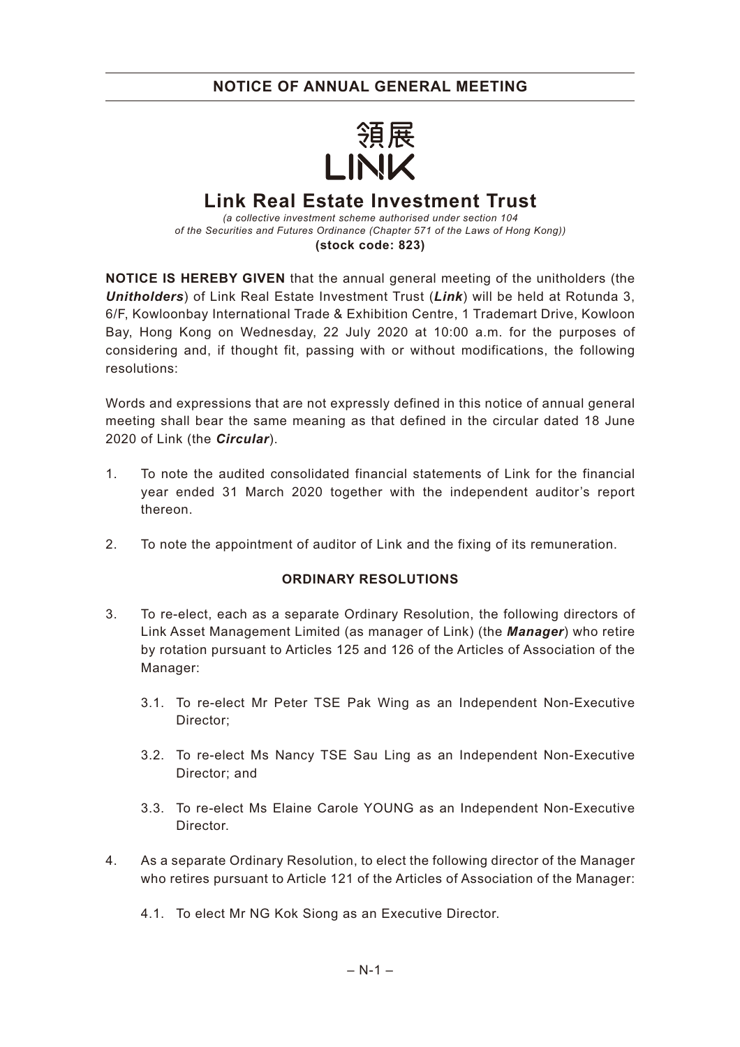# NOTICE OF ANNUAL GENERAL MEETING

領展
LINK

## Link Real Estate Investment Trust

*(a collective investment scheme authorised under section 104 of the Securities and Futures Ordinance (Chapter 571 of the Laws of Hong Kong))*

**(stock code: 823)**

**NOTICE IS HEREBY GIVEN** that the annual general meeting of the unitholders (the ***Unitholders***) of Link Real Estate Investment Trust (***Link***) will be held at Rotunda 3, 6/F, Kowloonbay International Trade & Exhibition Centre, 1 Trademart Drive, Kowloon Bay, Hong Kong on Wednesday, 22 July 2020 at 10:00 a.m. for the purposes of considering and, if thought fit, passing with or without modifications, the following resolutions:

Words and expressions that are not expressly defined in this notice of annual general meeting shall bear the same meaning as that defined in the circular dated 18 June 2020 of Link (the ***Circular***).

1. To note the audited consolidated financial statements of Link for the financial year ended 31 March 2020 together with the independent auditor's report thereon.

2. To note the appointment of auditor of Link and the fixing of its remuneration.

### ORDINARY RESOLUTIONS

3. To re-elect, each as a separate Ordinary Resolution, the following directors of Link Asset Management Limited (as manager of Link) (the ***Manager***) who retire by rotation pursuant to Articles 125 and 126 of the Articles of Association of the Manager:

   3.1. To re-elect Mr Peter TSE Pak Wing as an Independent Non-Executive Director;

   3.2. To re-elect Ms Nancy TSE Sau Ling as an Independent Non-Executive Director; and

   3.3. To re-elect Ms Elaine Carole YOUNG as an Independent Non-Executive Director.

4. As a separate Ordinary Resolution, to elect the following director of the Manager who retires pursuant to Article 121 of the Articles of Association of the Manager:

   4.1. To elect Mr NG Kok Siong as an Executive Director.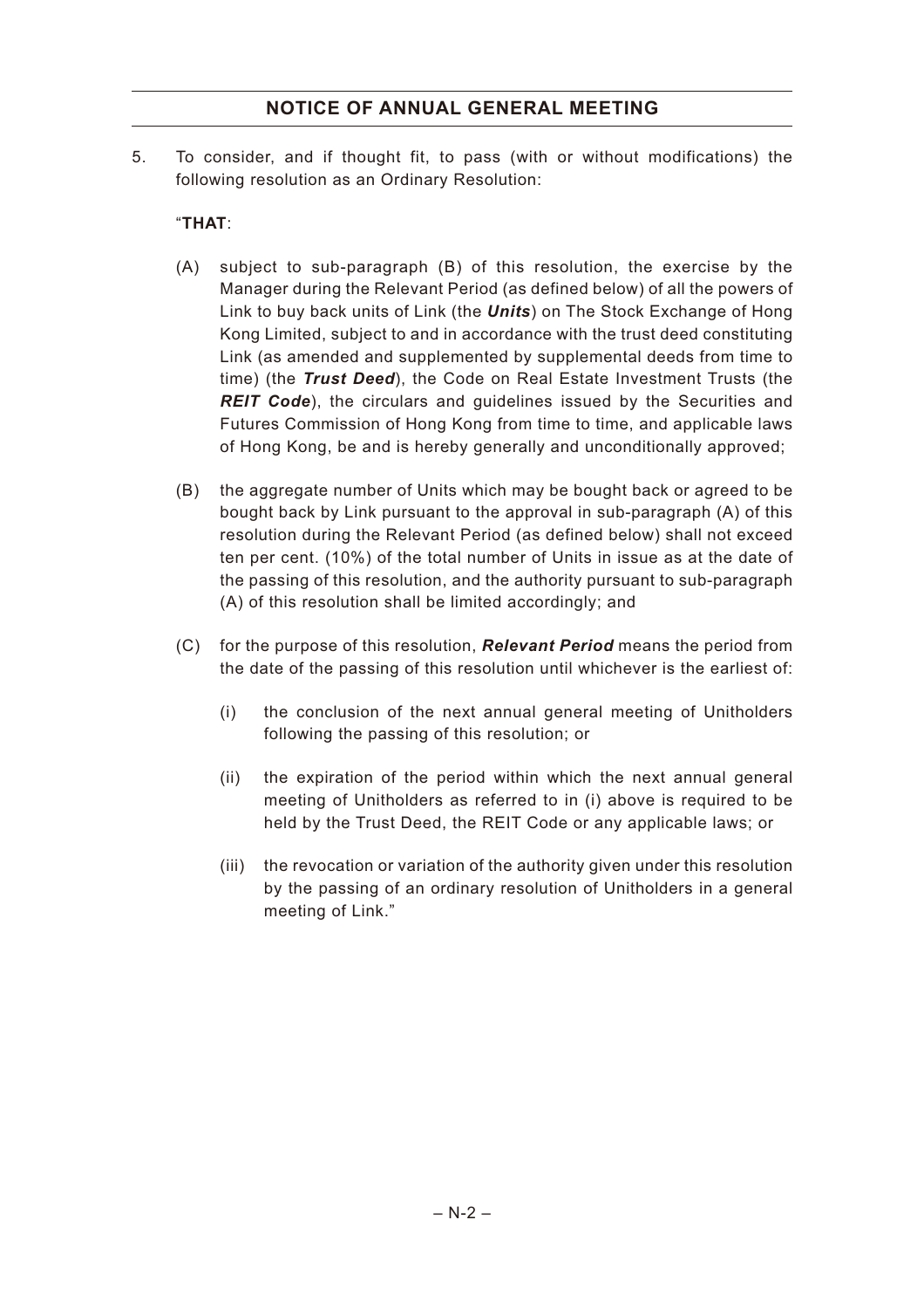## NOTICE OF ANNUAL GENERAL MEETING

5. To consider, and if thought fit, to pass (with or without modifications) the following resolution as an Ordinary Resolution:

   "**THAT**:

   (A) subject to sub-paragraph (B) of this resolution, the exercise by the Manager during the Relevant Period (as defined below) of all the powers of Link to buy back units of Link (the ***Units***) on The Stock Exchange of Hong Kong Limited, subject to and in accordance with the trust deed constituting Link (as amended and supplemented by supplemental deeds from time to time) (the ***Trust Deed***), the Code on Real Estate Investment Trusts (the ***REIT Code***), the circulars and guidelines issued by the Securities and Futures Commission of Hong Kong from time to time, and applicable laws of Hong Kong, be and is hereby generally and unconditionally approved;

   (B) the aggregate number of Units which may be bought back or agreed to be bought back by Link pursuant to the approval in sub-paragraph (A) of this resolution during the Relevant Period (as defined below) shall not exceed ten per cent. (10%) of the total number of Units in issue as at the date of the passing of this resolution, and the authority pursuant to sub-paragraph (A) of this resolution shall be limited accordingly; and

   (C) for the purpose of this resolution, ***Relevant Period*** means the period from the date of the passing of this resolution until whichever is the earliest of:

      (i) the conclusion of the next annual general meeting of Unitholders following the passing of this resolution; or

      (ii) the expiration of the period within which the next annual general meeting of Unitholders as referred to in (i) above is required to be held by the Trust Deed, the REIT Code or any applicable laws; or

      (iii) the revocation or variation of the authority given under this resolution by the passing of an ordinary resolution of Unitholders in a general meeting of Link."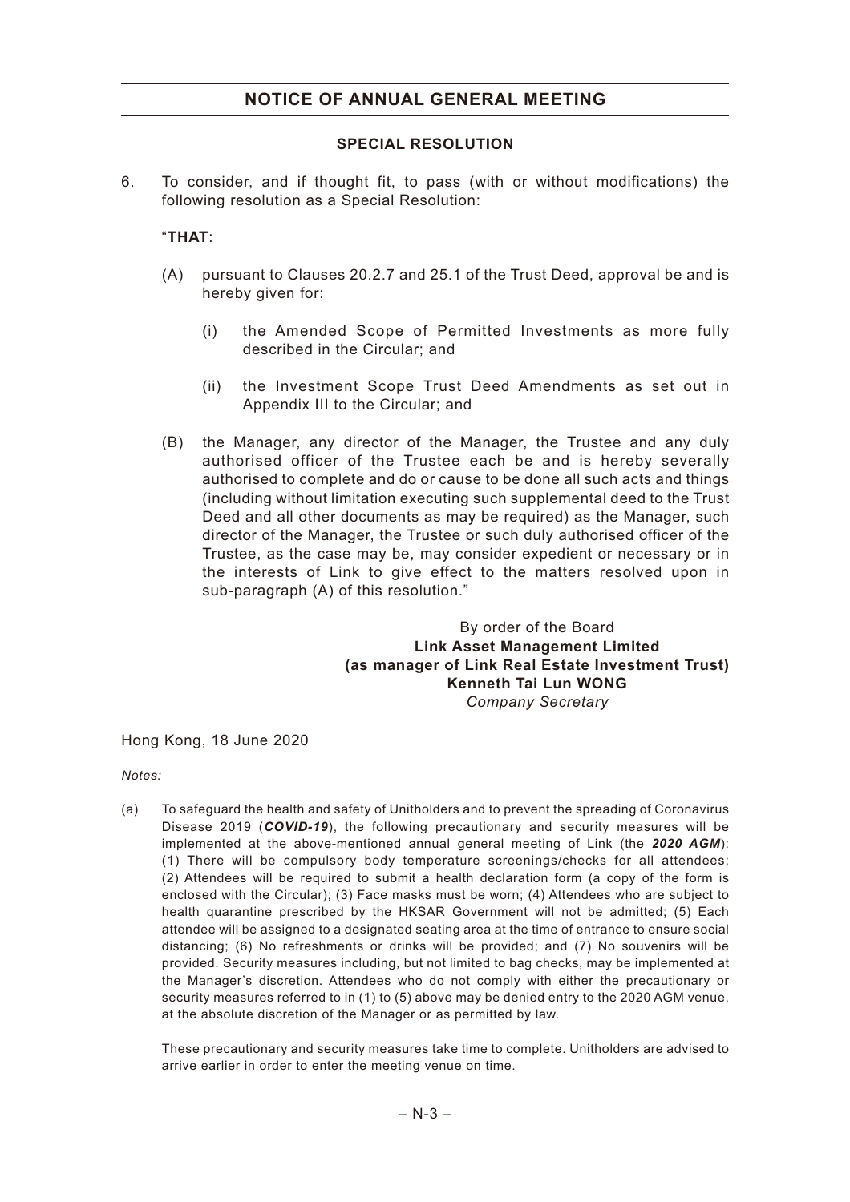# NOTICE OF ANNUAL GENERAL MEETING

## SPECIAL RESOLUTION

6. To consider, and if thought fit, to pass (with or without modifications) the following resolution as a Special Resolution:

   "**THAT**:

   (A) pursuant to Clauses 20.2.7 and 25.1 of the Trust Deed, approval be and is hereby given for:

      (i) the Amended Scope of Permitted Investments as more fully described in the Circular; and

      (ii) the Investment Scope Trust Deed Amendments as set out in Appendix III to the Circular; and

   (B) the Manager, any director of the Manager, the Trustee and any duly authorised officer of the Trustee each be and is hereby severally authorised to complete and do or cause to be done all such acts and things (including without limitation executing such supplemental deed to the Trust Deed and all other documents as may be required) as the Manager, such director of the Manager, the Trustee or such duly authorised officer of the Trustee, as the case may be, may consider expedient or necessary or in the interests of Link to give effect to the matters resolved upon in sub-paragraph (A) of this resolution."

By order of the Board
**Link Asset Management Limited**
**(as manager of Link Real Estate Investment Trust)**
**Kenneth Tai Lun WONG**
*Company Secretary*

Hong Kong, 18 June 2020

*Notes:*

(a) To safeguard the health and safety of Unitholders and to prevent the spreading of Coronavirus Disease 2019 (***COVID-19***), the following precautionary and security measures will be implemented at the above-mentioned annual general meeting of Link (the ***2020 AGM***): (1) There will be compulsory body temperature screenings/checks for all attendees; (2) Attendees will be required to submit a health declaration form (a copy of the form is enclosed with the Circular); (3) Face masks must be worn; (4) Attendees who are subject to health quarantine prescribed by the HKSAR Government will not be admitted; (5) Each attendee will be assigned to a designated seating area at the time of entrance to ensure social distancing; (6) No refreshments or drinks will be provided; and (7) No souvenirs will be provided. Security measures including, but not limited to bag checks, may be implemented at the Manager's discretion. Attendees who do not comply with either the precautionary or security measures referred to in (1) to (5) above may be denied entry to the 2020 AGM venue, at the absolute discretion of the Manager or as permitted by law.

    These precautionary and security measures take time to complete. Unitholders are advised to arrive earlier in order to enter the meeting venue on time.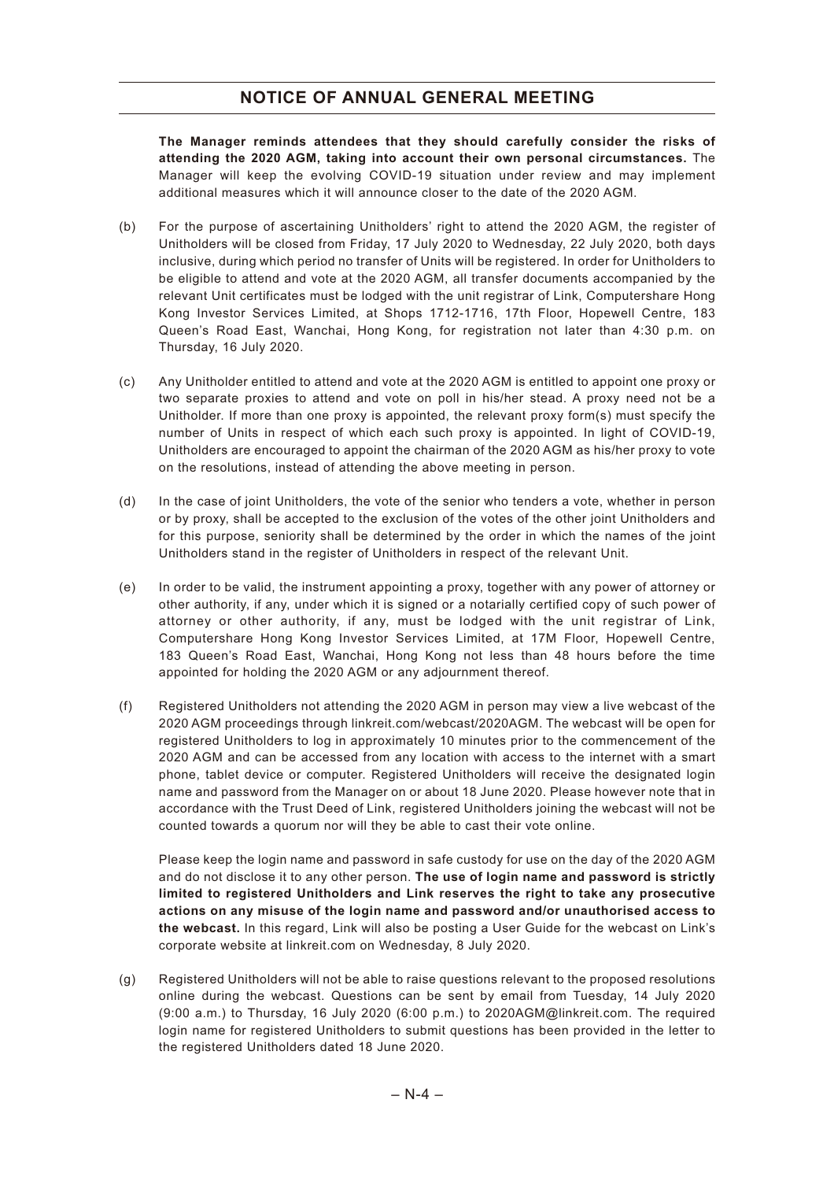## NOTICE OF ANNUAL GENERAL MEETING

**The Manager reminds attendees that they should carefully consider the risks of attending the 2020 AGM, taking into account their own personal circumstances.** The Manager will keep the evolving COVID-19 situation under review and may implement additional measures which it will announce closer to the date of the 2020 AGM.

(b) For the purpose of ascertaining Unitholders' right to attend the 2020 AGM, the register of Unitholders will be closed from Friday, 17 July 2020 to Wednesday, 22 July 2020, both days inclusive, during which period no transfer of Units will be registered. In order for Unitholders to be eligible to attend and vote at the 2020 AGM, all transfer documents accompanied by the relevant Unit certificates must be lodged with the unit registrar of Link, Computershare Hong Kong Investor Services Limited, at Shops 1712-1716, 17th Floor, Hopewell Centre, 183 Queen's Road East, Wanchai, Hong Kong, for registration not later than 4:30 p.m. on Thursday, 16 July 2020.

(c) Any Unitholder entitled to attend and vote at the 2020 AGM is entitled to appoint one proxy or two separate proxies to attend and vote on poll in his/her stead. A proxy need not be a Unitholder. If more than one proxy is appointed, the relevant proxy form(s) must specify the number of Units in respect of which each such proxy is appointed. In light of COVID-19, Unitholders are encouraged to appoint the chairman of the 2020 AGM as his/her proxy to vote on the resolutions, instead of attending the above meeting in person.

(d) In the case of joint Unitholders, the vote of the senior who tenders a vote, whether in person or by proxy, shall be accepted to the exclusion of the votes of the other joint Unitholders and for this purpose, seniority shall be determined by the order in which the names of the joint Unitholders stand in the register of Unitholders in respect of the relevant Unit.

(e) In order to be valid, the instrument appointing a proxy, together with any power of attorney or other authority, if any, under which it is signed or a notarially certified copy of such power of attorney or other authority, if any, must be lodged with the unit registrar of Link, Computershare Hong Kong Investor Services Limited, at 17M Floor, Hopewell Centre, 183 Queen's Road East, Wanchai, Hong Kong not less than 48 hours before the time appointed for holding the 2020 AGM or any adjournment thereof.

(f) Registered Unitholders not attending the 2020 AGM in person may view a live webcast of the 2020 AGM proceedings through linkreit.com/webcast/2020AGM. The webcast will be open for registered Unitholders to log in approximately 10 minutes prior to the commencement of the 2020 AGM and can be accessed from any location with access to the internet with a smart phone, tablet device or computer. Registered Unitholders will receive the designated login name and password from the Manager on or about 18 June 2020. Please however note that in accordance with the Trust Deed of Link, registered Unitholders joining the webcast will not be counted towards a quorum nor will they be able to cast their vote online.

Please keep the login name and password in safe custody for use on the day of the 2020 AGM and do not disclose it to any other person. **The use of login name and password is strictly limited to registered Unitholders and Link reserves the right to take any prosecutive actions on any misuse of the login name and password and/or unauthorised access to the webcast.** In this regard, Link will also be posting a User Guide for the webcast on Link's corporate website at linkreit.com on Wednesday, 8 July 2020.

(g) Registered Unitholders will not be able to raise questions relevant to the proposed resolutions online during the webcast. Questions can be sent by email from Tuesday, 14 July 2020 (9:00 a.m.) to Thursday, 16 July 2020 (6:00 p.m.) to 2020AGM@linkreit.com. The required login name for registered Unitholders to submit questions has been provided in the letter to the registered Unitholders dated 18 June 2020.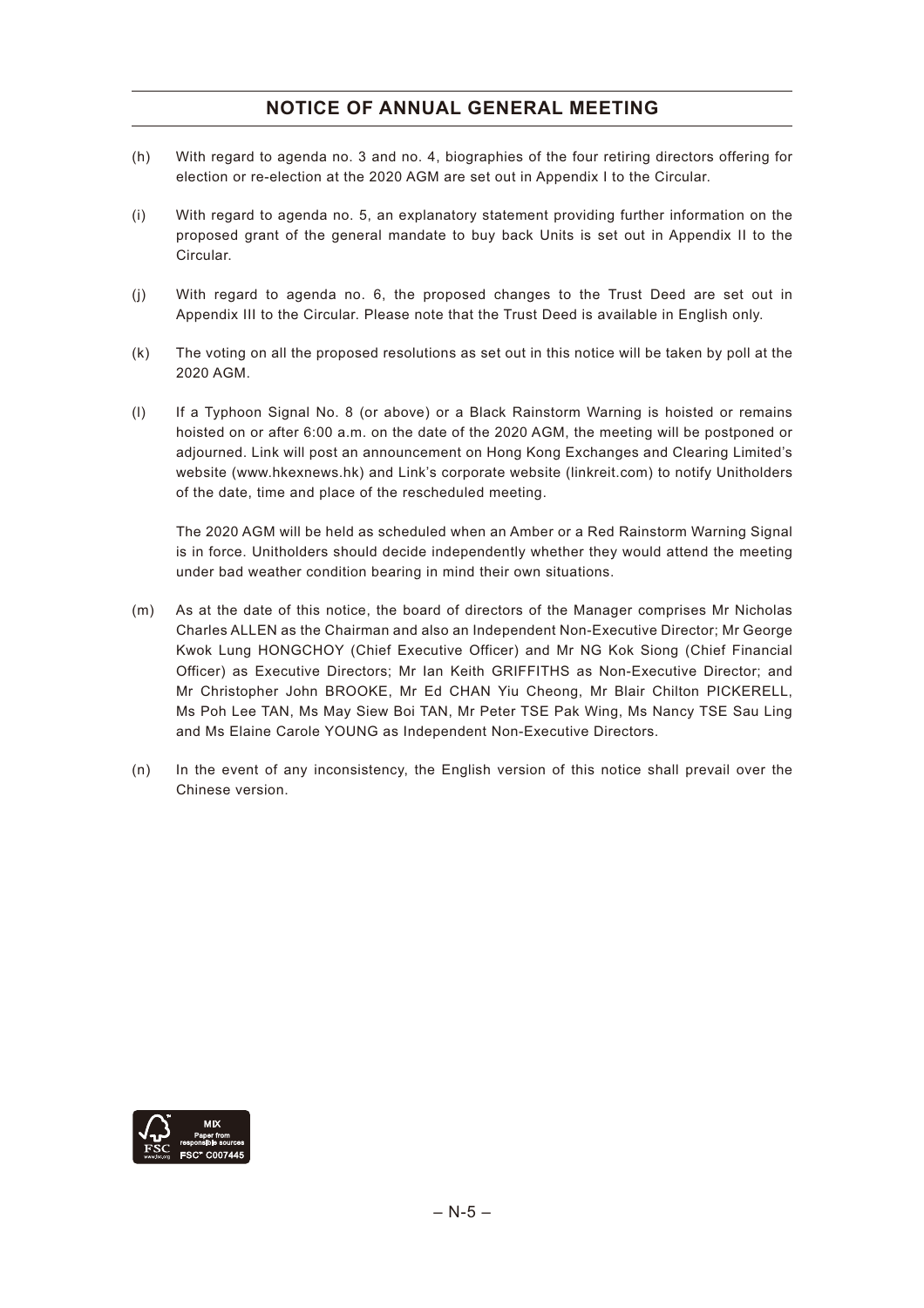## NOTICE OF ANNUAL GENERAL MEETING

(h) With regard to agenda no. 3 and no. 4, biographies of the four retiring directors offering for election or re-election at the 2020 AGM are set out in Appendix I to the Circular.

(i) With regard to agenda no. 5, an explanatory statement providing further information on the proposed grant of the general mandate to buy back Units is set out in Appendix II to the Circular.

(j) With regard to agenda no. 6, the proposed changes to the Trust Deed are set out in Appendix III to the Circular. Please note that the Trust Deed is available in English only.

(k) The voting on all the proposed resolutions as set out in this notice will be taken by poll at the 2020 AGM.

(l) If a Typhoon Signal No. 8 (or above) or a Black Rainstorm Warning is hoisted or remains hoisted on or after 6:00 a.m. on the date of the 2020 AGM, the meeting will be postponed or adjourned. Link will post an announcement on Hong Kong Exchanges and Clearing Limited's website (www.hkexnews.hk) and Link's corporate website (linkreit.com) to notify Unitholders of the date, time and place of the rescheduled meeting.

The 2020 AGM will be held as scheduled when an Amber or a Red Rainstorm Warning Signal is in force. Unitholders should decide independently whether they would attend the meeting under bad weather condition bearing in mind their own situations.

(m) As at the date of this notice, the board of directors of the Manager comprises Mr Nicholas Charles ALLEN as the Chairman and also an Independent Non-Executive Director; Mr George Kwok Lung HONGCHOY (Chief Executive Officer) and Mr NG Kok Siong (Chief Financial Officer) as Executive Directors; Mr Ian Keith GRIFFITHS as Non-Executive Director; and Mr Christopher John BROOKE, Mr Ed CHAN Yiu Cheong, Mr Blair Chilton PICKERELL, Ms Poh Lee TAN, Ms May Siew Boi TAN, Mr Peter TSE Pak Wing, Ms Nancy TSE Sau Ling and Ms Elaine Carole YOUNG as Independent Non-Executive Directors.

(n) In the event of any inconsistency, the English version of this notice shall prevail over the Chinese version.

MIX
Paper from responsible sources
FSC™ C007445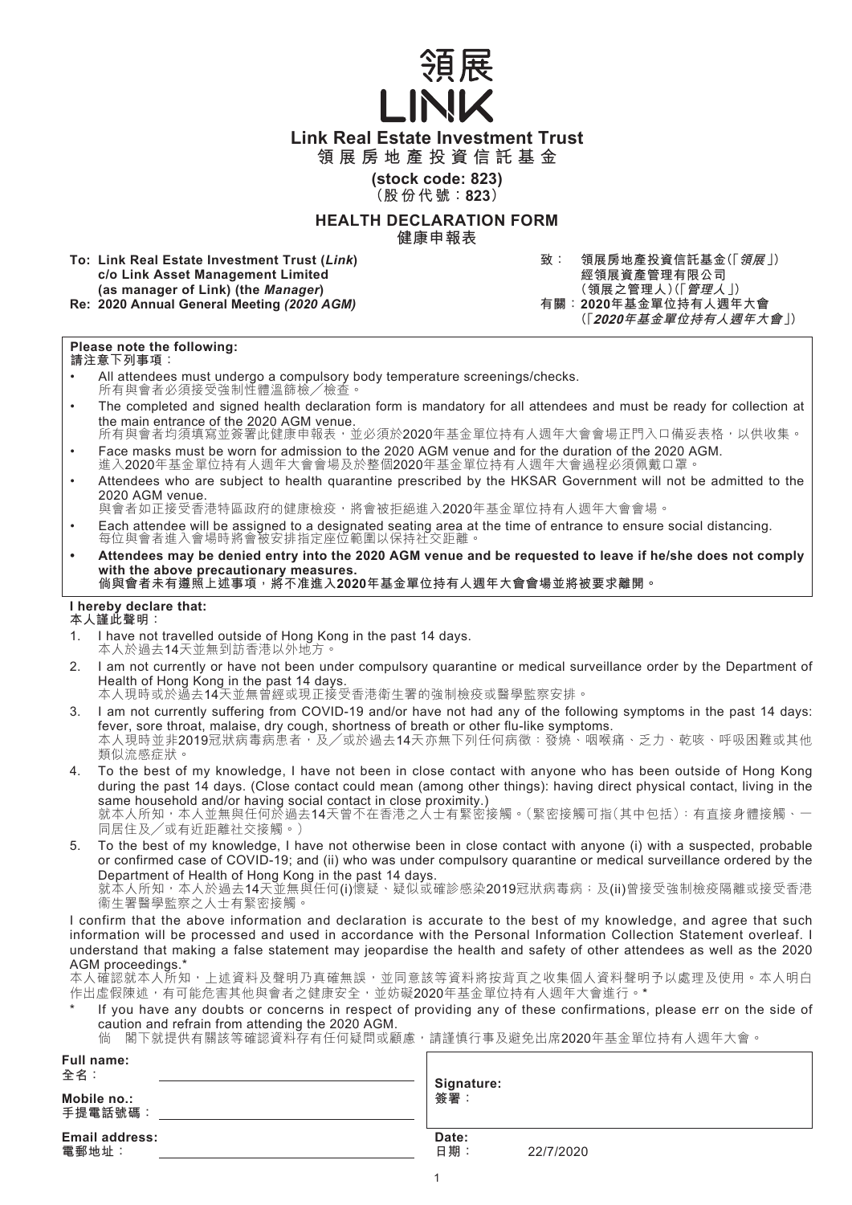# 領展 LINK

## Link Real Estate Investment Trust
## 領展房地產投資信託基金

**(stock code: 823)**
**（股份代號：823）**

## HEALTH DECLARATION FORM
## 健康申報表

**To: Link Real Estate Investment Trust (*Link*)**
**c/o Link Asset Management Limited**
**(as manager of Link) (the *Manager*)**
**Re: 2020 Annual General Meeting *(2020 AGM)***

**致：領展房地產投資信託基金（「*領展*」）**
**經領展資產管理有限公司**
**（領展之管理人）（「*管理人*」）**
**有關：2020年基金單位持有人週年大會**
**（「*2020年基金單位持有人週年大會*」）**

**Please note the following:**
**請注意下列事項：**

- All attendees must undergo a compulsory body temperature screenings/checks.
  所有與會者必須接受強制性體溫篩檢／檢查。
- The completed and signed health declaration form is mandatory for all attendees and must be ready for collection at the main entrance of the 2020 AGM venue.
  所有與會者均須填寫並簽署此健康申報表，並必須於2020年基金單位持有人週年大會會場正門入口備妥表格，以供收集。
- Face masks must be worn for admission to the 2020 AGM venue and for the duration of the 2020 AGM.
  進入2020年基金單位持有人週年大會會場及於整個2020年基金單位持有人週年大會過程必須佩戴口罩。
- Attendees who are subject to health quarantine prescribed by the HKSAR Government will not be admitted to the 2020 AGM venue.
  與會者如正接受香港特區政府的健康檢疫，將會被拒絕進入2020年基金單位持有人週年大會會場。
- Each attendee will be assigned to a designated seating area at the time of entrance to ensure social distancing.
  每位與會者進入會場時將會被安排指定座位範圍以保持社交距離。
- **Attendees may be denied entry into the 2020 AGM venue and be requested to leave if he/she does not comply with the above precautionary measures.**
  **倘與會者未有遵照上述事項，將不准進入2020年基金單位持有人週年大會會場並將被要求離開。**

**I hereby declare that:**
**本人謹此聲明：**

1. I have not travelled outside of Hong Kong in the past 14 days.
   本人於過去14天並無到訪香港以外地方。
2. I am not currently or have not been under compulsory quarantine or medical surveillance order by the Department of Health of Hong Kong in the past 14 days.
   本人現時或於過去14天並無曾經或現正接受香港衞生署的強制檢疫或醫學監察安排。
3. I am not currently suffering from COVID-19 and/or have not had any of the following symptoms in the past 14 days: fever, sore throat, malaise, dry cough, shortness of breath or other flu-like symptoms.
   本人現時並非2019冠狀病毒病患者，及／或於過去14天亦無下列任何病徵：發燒、咽喉痛、乏力、乾咳、呼吸困難或其他類似流感症狀。
4. To the best of my knowledge, I have not been in close contact with anyone who has been outside of Hong Kong during the past 14 days. (Close contact could mean (among other things): having direct physical contact, living in the same household and/or having social contact in close proximity.)
   就本人所知，本人並無與任何於過去14天曾不在香港之人士有緊密接觸。（緊密接觸可指（其中包括）：有直接身體接觸、一同居住及／或有近距離社交接觸。）
5. To the best of my knowledge, I have not otherwise been in close contact with anyone (i) with a suspected, probable or confirmed case of COVID-19; and (ii) who was under compulsory quarantine or medical surveillance ordered by the Department of Health of Hong Kong in the past 14 days.
   就本人所知，本人於過去14天並無與任何(i)懷疑、疑似或確診感染2019冠狀病毒病；及(ii)曾接受強制檢疫隔離或接受香港衞生署醫學監察之人士有緊密接觸。

I confirm that the above information and declaration is accurate to the best of my knowledge, and agree that such information will be processed and used in accordance with the Personal Information Collection Statement overleaf. I understand that making a false statement may jeopardise the health and safety of other attendees as well as the 2020 AGM proceedings.*
本人確認就本人所知，上述資料及聲明乃真確無誤，並同意該等資料將按背頁之收集個人資料聲明予以處理及使用。本人明白作出虛假陳述，有可能危害其他與會者之健康安全，並妨礙2020年基金單位持有人週年大會進行。*

\* If you have any doubts or concerns in respect of providing any of these confirmations, please err on the side of caution and refrain from attending the 2020 AGM.
倘　閣下就提供有關該等確認資料存有任何疑問或顧慮，請謹慎行事及避免出席2020年基金單位持有人週年大會。

| | |
|---|---|
| **Full name:** **全名：** ____________ | **Signature:** **簽署：** |
| **Mobile no.:** **手提電話號碼：** ____________ | |
| **Email address:** **電郵地址：** ____________ | **Date:** **日期：** 22/7/2020 |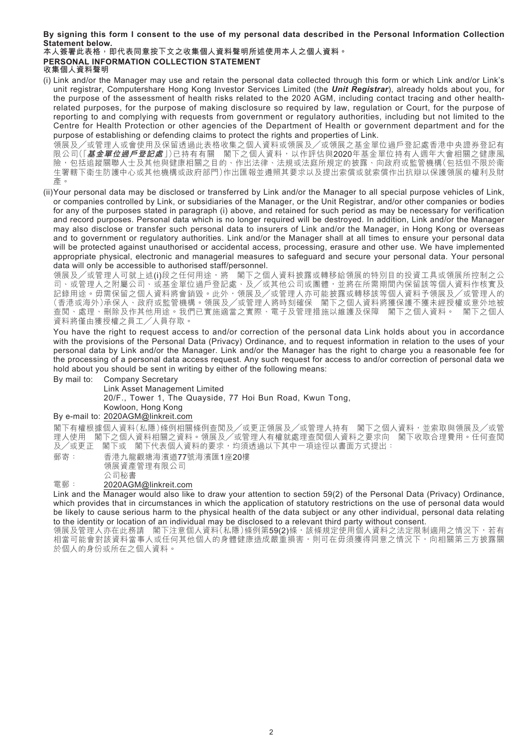**By signing this form I consent to the use of my personal data described in the Personal Information Collection Statement below.**

**本人簽署此表格，即代表同意按下文之收集個人資料聲明所述使用本人之個人資料。**

**PERSONAL INFORMATION COLLECTION STATEMENT**

**收集個人資料聲明**

(i) Link and/or the Manager may use and retain the personal data collected through this form or which Link and/or Link's unit registrar, Computershare Hong Kong Investor Services Limited (the ***Unit Registrar***), already holds about you, for the purpose of the assessment of health risks related to the 2020 AGM, including contact tracing and other health-related purposes, for the purpose of making disclosure so required by law, regulation or Court, for the purpose of reporting to and complying with requests from government or regulatory authorities, including but not limited to the Centre for Health Protection or other agencies of the Department of Health or government department and for the purpose of establishing or defending claims to protect the rights and properties of Link.

領展及／或管理人或會使用及保留透過此表格收集之個人資料或領展及／或領展之基金單位過戶登記處香港中央證券登記有限公司(「***基金單位過戶登記處***」)已持有有關　閣下之個人資料，以作評估與2020年基金單位持有人週年大會相關之健康風險，包括追蹤關聯人士及其他與健康相關之目的、作出法律、法規或法庭所規定的披露、向政府或監管機構(包括但不限於衛生署轄下衛生防護中心或其他機構或政府部門)作出匯報並遵照其要求以及提出索償或就索償作出抗辯以保護領展的權利及財產。

(ii) Your personal data may be disclosed or transferred by Link and/or the Manager to all special purpose vehicles of Link, or companies controlled by Link, or subsidiaries of the Manager, or the Unit Registrar, and/or other companies or bodies for any of the purposes stated in paragraph (i) above, and retained for such period as may be necessary for verification and record purposes. Personal data which is no longer required will be destroyed. In addition, Link and/or the Manager may also disclose or transfer such personal data to insurers of Link and/or the Manager, in Hong Kong or overseas and to government or regulatory authorities. Link and/or the Manager shall at all times to ensure your personal data will be protected against unauthorised or accidental access, processing, erasure and other use. We have implemented appropriate physical, electronic and managerial measures to safeguard and secure your personal data. Your personal data will only be accessible to authorised staff/personnel.

領展及／或管理人可就上述(i)段之任何用途，將　閣下之個人資料披露或轉移給領展的特別目的投資工具或領展所控制之公司、或管理人之附屬公司、或基金單位過戶登記處、及／或其他公司或團體，並將在所需期間內保留該等個人資料作核實及記錄用途。毋需保留之個人資料將會銷毀。此外，領展及／或管理人亦可能披露或轉移該等個人資料予領展及／或管理人的(香港或海外)承保人、政府或監管機構。領展及／或管理人將時刻確保　閣下之個人資料將獲保護不獲未經授權或意外地被查閱、處理、刪除及作其他用途。我們已實施適當之實際、電子及管理措施以維護及保障　閣下之個人資料。　閣下之個人資料將僅由獲授權之員工／人員存取。

You have the right to request access to and/or correction of the personal data Link holds about you in accordance with the provisions of the Personal Data (Privacy) Ordinance, and to request information in relation to the uses of your personal data by Link and/or the Manager. Link and/or the Manager has the right to charge you a reasonable fee for the processing of a personal data access request. Any such request for access to and/or correction of personal data we hold about you should be sent in writing by either of the following means:

By mail to: Company Secretary
Link Asset Management Limited
20/F., Tower 1, The Quayside, 77 Hoi Bun Road, Kwun Tong,
Kowloon, Hong Kong

By e-mail to: 2020AGM@linkreit.com

閣下有權根據個人資料(私隱)條例相關條例查閱及／或更正領展及／或管理人持有　閣下之個人資料，並索取與領展及／或管理人使用　閣下之個人資料相關之資料。領展及／或管理人有權就處理查閱個人資料之要求向　閣下收取合理費用。任何查閱及／或更正　閣下或　閣下代表個人資料的要求，均須透過以下其中一項途徑以書面方式提出：

郵寄：　香港九龍觀塘海濱道77號海濱匯1座20樓
領展資產管理有限公司
公司秘書

電郵：　2020AGM@linkreit.com

Link and the Manager would also like to draw your attention to section 59(2) of the Personal Data (Privacy) Ordinance, which provides that in circumstances in which the application of statutory restrictions on the use of personal data would be likely to cause serious harm to the physical health of the data subject or any other individual, personal data relating to the identity or location of an individual may be disclosed to a relevant third party without consent.

領展及管理人亦在此務請　閣下注意個人資料(私隱)條例第59(2)條，該條規定使用個人資料之法定限制適用之情況下，若有相當可能會對該資料當事人或任何其他個人的身體健康造成嚴重損害，則可在毋須獲得同意之情況下，向相關第三方披露關於個人的身份或所在之個人資料。